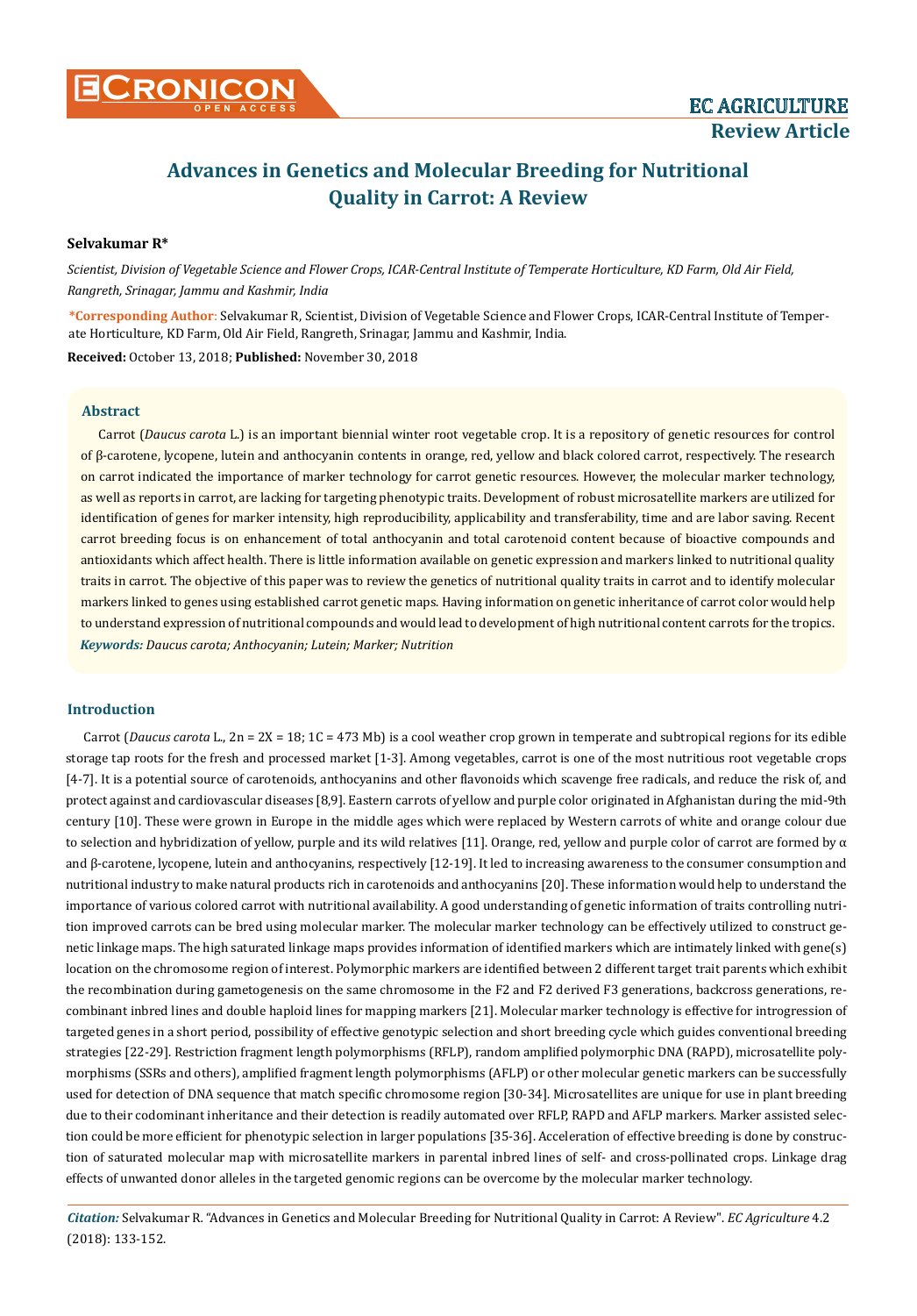# Advances in Genetics and Molecular Breeding for Nutritional Quality in Carrot: A Review

**Selvakumar R***

*Scientist, Division of Vegetable Science and Flower Crops, ICAR-Central Institute of Temperate Horticulture, KD Farm, Old Air Field, Rangreth, Srinagar, Jammu and Kashmir, India*

**\*Corresponding Author**: Selvakumar R, Scientist, Division of Vegetable Science and Flower Crops, ICAR-Central Institute of Temperate Horticulture, KD Farm, Old Air Field, Rangreth, Srinagar, Jammu and Kashmir, India.

**Received:** October 13, 2018; **Published:** November 30, 2018

## Abstract

Carrot (*Daucus carota* L.) is an important biennial winter root vegetable crop. It is a repository of genetic resources for control of β-carotene, lycopene, lutein and anthocyanin contents in orange, red, yellow and black colored carrot, respectively. The research on carrot indicated the importance of marker technology for carrot genetic resources. However, the molecular marker technology, as well as reports in carrot, are lacking for targeting phenotypic traits. Development of robust microsatellite markers are utilized for identification of genes for marker intensity, high reproducibility, applicability and transferability, time and are labor saving. Recent carrot breeding focus is on enhancement of total anthocyanin and total carotenoid content because of bioactive compounds and antioxidants which affect health. There is little information available on genetic expression and markers linked to nutritional quality traits in carrot. The objective of this paper was to review the genetics of nutritional quality traits in carrot and to identify molecular markers linked to genes using established carrot genetic maps. Having information on genetic inheritance of carrot color would help to understand expression of nutritional compounds and would lead to development of high nutritional content carrots for the tropics.

***Keywords:*** *Daucus carota; Anthocyanin; Lutein; Marker; Nutrition*

## Introduction

Carrot (*Daucus carota* L., 2n = 2X = 18; 1C = 473 Mb) is a cool weather crop grown in temperate and subtropical regions for its edible storage tap roots for the fresh and processed market [1-3]. Among vegetables, carrot is one of the most nutritious root vegetable crops [4-7]. It is a potential source of carotenoids, anthocyanins and other flavonoids which scavenge free radicals, and reduce the risk of, and protect against and cardiovascular diseases [8,9]. Eastern carrots of yellow and purple color originated in Afghanistan during the mid-9th century [10]. These were grown in Europe in the middle ages which were replaced by Western carrots of white and orange colour due to selection and hybridization of yellow, purple and its wild relatives [11]. Orange, red, yellow and purple color of carrot are formed by α and β-carotene, lycopene, lutein and anthocyanins, respectively [12-19]. It led to increasing awareness to the consumer consumption and nutritional industry to make natural products rich in carotenoids and anthocyanins [20]. These information would help to understand the importance of various colored carrot with nutritional availability. A good understanding of genetic information of traits controlling nutrition improved carrots can be bred using molecular marker. The molecular marker technology can be effectively utilized to construct genetic linkage maps. The high saturated linkage maps provides information of identified markers which are intimately linked with gene(s) location on the chromosome region of interest. Polymorphic markers are identified between 2 different target trait parents which exhibit the recombination during gametogenesis on the same chromosome in the F2 and F2 derived F3 generations, backcross generations, recombinant inbred lines and double haploid lines for mapping markers [21]. Molecular marker technology is effective for introgression of targeted genes in a short period, possibility of effective genotypic selection and short breeding cycle which guides conventional breeding strategies [22-29]. Restriction fragment length polymorphisms (RFLP), random amplified polymorphic DNA (RAPD), microsatellite polymorphisms (SSRs and others), amplified fragment length polymorphisms (AFLP) or other molecular genetic markers can be successfully used for detection of DNA sequence that match specific chromosome region [30-34]. Microsatellites are unique for use in plant breeding due to their codominant inheritance and their detection is readily automated over RFLP, RAPD and AFLP markers. Marker assisted selection could be more efficient for phenotypic selection in larger populations [35-36]. Acceleration of effective breeding is done by construction of saturated molecular map with microsatellite markers in parental inbred lines of self- and cross-pollinated crops. Linkage drag effects of unwanted donor alleles in the targeted genomic regions can be overcome by the molecular marker technology.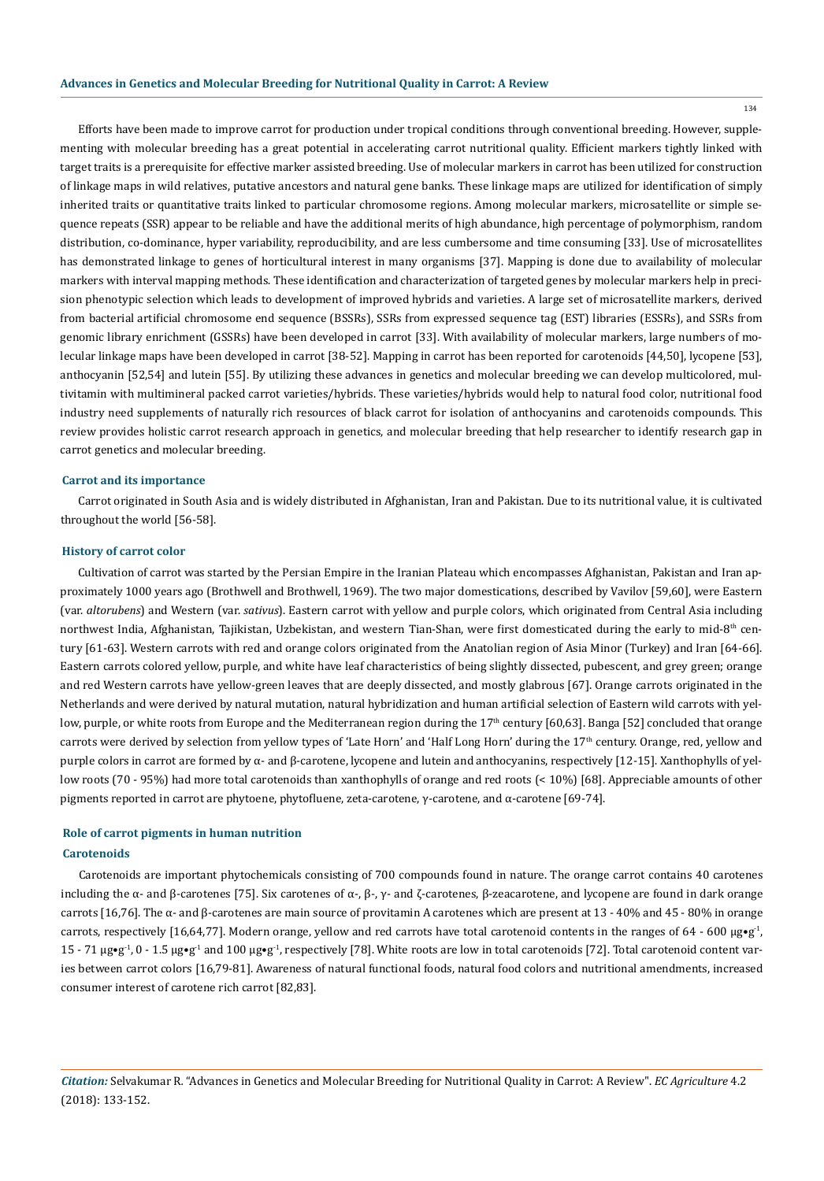Efforts have been made to improve carrot for production under tropical conditions through conventional breeding. However, supplementing with molecular breeding has a great potential in accelerating carrot nutritional quality. Efficient markers tightly linked with target traits is a prerequisite for effective marker assisted breeding. Use of molecular markers in carrot has been utilized for construction of linkage maps in wild relatives, putative ancestors and natural gene banks. These linkage maps are utilized for identification of simply inherited traits or quantitative traits linked to particular chromosome regions. Among molecular markers, microsatellite or simple sequence repeats (SSR) appear to be reliable and have the additional merits of high abundance, high percentage of polymorphism, random distribution, co-dominance, hyper variability, reproducibility, and are less cumbersome and time consuming [33]. Use of microsatellites has demonstrated linkage to genes of horticultural interest in many organisms [37]. Mapping is done due to availability of molecular markers with interval mapping methods. These identification and characterization of targeted genes by molecular markers help in precision phenotypic selection which leads to development of improved hybrids and varieties. A large set of microsatellite markers, derived from bacterial artificial chromosome end sequence (BSSRs), SSRs from expressed sequence tag (EST) libraries (ESSRs), and SSRs from genomic library enrichment (GSSRs) have been developed in carrot [33]. With availability of molecular markers, large numbers of molecular linkage maps have been developed in carrot [38-52]. Mapping in carrot has been reported for carotenoids [44,50], lycopene [53], anthocyanin [52,54] and lutein [55]. By utilizing these advances in genetics and molecular breeding we can develop multicolored, multivitamin with multimineral packed carrot varieties/hybrids. These varieties/hybrids would help to natural food color, nutritional food industry need supplements of naturally rich resources of black carrot for isolation of anthocyanins and carotenoids compounds. This review provides holistic carrot research approach in genetics, and molecular breeding that help researcher to identify research gap in carrot genetics and molecular breeding.

## Carrot and its importance

Carrot originated in South Asia and is widely distributed in Afghanistan, Iran and Pakistan. Due to its nutritional value, it is cultivated throughout the world [56-58].

## History of carrot color

Cultivation of carrot was started by the Persian Empire in the Iranian Plateau which encompasses Afghanistan, Pakistan and Iran approximately 1000 years ago (Brothwell and Brothwell, 1969). The two major domestications, described by Vavilov [59,60], were Eastern (var. *altorubens*) and Western (var. *sativus*). Eastern carrot with yellow and purple colors, which originated from Central Asia including northwest India, Afghanistan, Tajikistan, Uzbekistan, and western Tian-Shan, were first domesticated during the early to mid-8th century [61-63]. Western carrots with red and orange colors originated from the Anatolian region of Asia Minor (Turkey) and Iran [64-66]. Eastern carrots colored yellow, purple, and white have leaf characteristics of being slightly dissected, pubescent, and grey green; orange and red Western carrots have yellow-green leaves that are deeply dissected, and mostly glabrous [67]. Orange carrots originated in the Netherlands and were derived by natural mutation, natural hybridization and human artificial selection of Eastern wild carrots with yellow, purple, or white roots from Europe and the Mediterranean region during the 17th century [60,63]. Banga [52] concluded that orange carrots were derived by selection from yellow types of 'Late Horn' and 'Half Long Horn' during the 17th century. Orange, red, yellow and purple colors in carrot are formed by α- and β-carotene, lycopene and lutein and anthocyanins, respectively [12-15]. Xanthophylls of yellow roots (70 - 95%) had more total carotenoids than xanthophylls of orange and red roots (< 10%) [68]. Appreciable amounts of other pigments reported in carrot are phytoene, phytofluene, zeta-carotene, γ-carotene, and α-carotene [69-74].

## Role of carrot pigments in human nutrition

### Carotenoids

Carotenoids are important phytochemicals consisting of 700 compounds found in nature. The orange carrot contains 40 carotenes including the α- and β-carotenes [75]. Six carotenes of α-, β-, γ- and ζ-carotenes, β-zeacarotene, and lycopene are found in dark orange carrots [16,76]. The α- and β-carotenes are main source of provitamin A carotenes which are present at 13 - 40% and 45 - 80% in orange carrots, respectively [16,64,77]. Modern orange, yellow and red carrots have total carotenoid contents in the ranges of 64 - 600 $\mu g \cdot g^{-1}$, 15 - 71 $\mu g \cdot g^{-1}$, 0 - 1.5 $\mu g \cdot g^{-1}$ and 100 $\mu g \cdot g^{-1}$, respectively [78]. White roots are low in total carotenoids [72]. Total carotenoid content varies between carrot colors [16,79-81]. Awareness of natural functional foods, natural food colors and nutritional amendments, increased consumer interest of carotene rich carrot [82,83].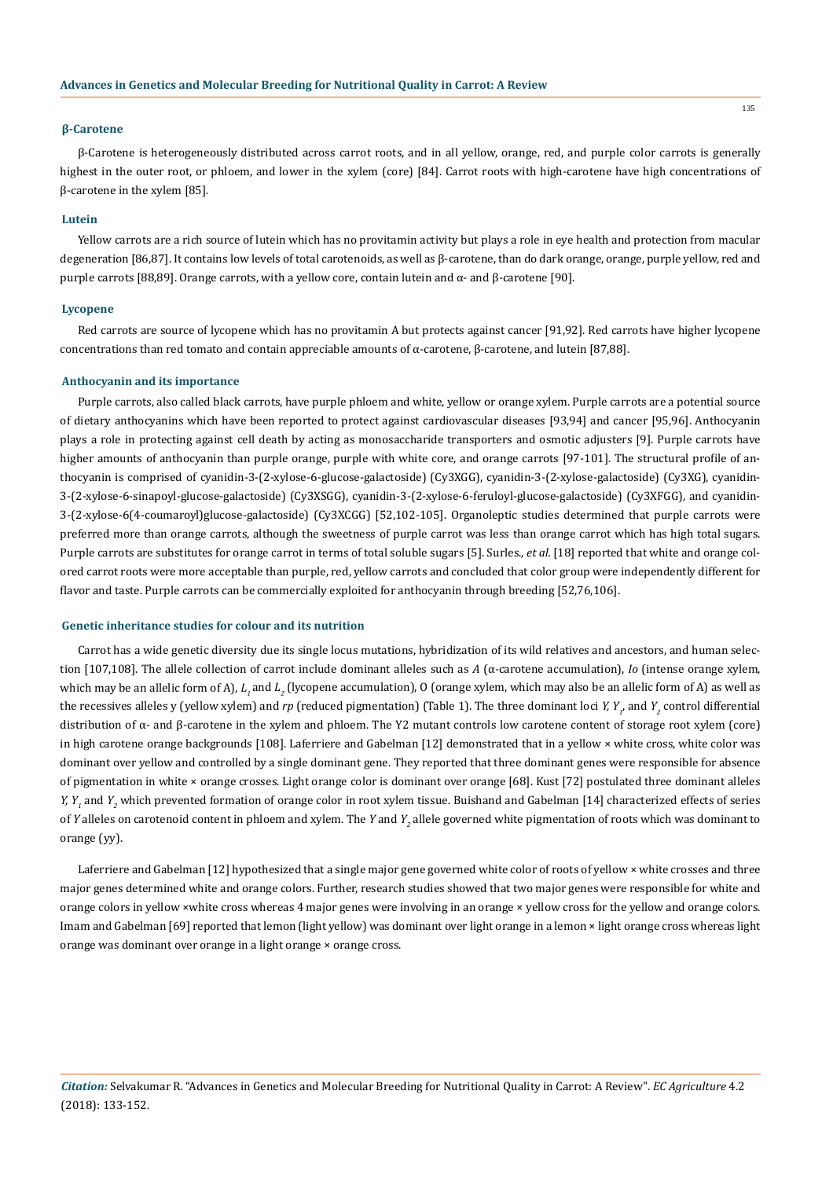### β-Carotene

β-Carotene is heterogeneously distributed across carrot roots, and in all yellow, orange, red, and purple color carrots is generally highest in the outer root, or phloem, and lower in the xylem (core) [84]. Carrot roots with high-carotene have high concentrations of β-carotene in the xylem [85].

### Lutein

Yellow carrots are a rich source of lutein which has no provitamin activity but plays a role in eye health and protection from macular degeneration [86,87]. It contains low levels of total carotenoids, as well as β-carotene, than do dark orange, orange, purple yellow, red and purple carrots [88,89]. Orange carrots, with a yellow core, contain lutein and α- and β-carotene [90].

### Lycopene

Red carrots are source of lycopene which has no provitamin A but protects against cancer [91,92]. Red carrots have higher lycopene concentrations than red tomato and contain appreciable amounts of α-carotene, β-carotene, and lutein [87,88].

### Anthocyanin and its importance

Purple carrots, also called black carrots, have purple phloem and white, yellow or orange xylem. Purple carrots are a potential source of dietary anthocyanins which have been reported to protect against cardiovascular diseases [93,94] and cancer [95,96]. Anthocyanin plays a role in protecting against cell death by acting as monosaccharide transporters and osmotic adjusters [9]. Purple carrots have higher amounts of anthocyanin than purple orange, purple with white core, and orange carrots [97-101]. The structural profile of anthocyanin is comprised of cyanidin-3-(2-xylose-6-glucose-galactoside) (Cy3XGG), cyanidin-3-(2-xylose-galactoside) (Cy3XG), cyanidin-3-(2-xylose-6-sinapoyl-glucose-galactoside) (Cy3XSGG), cyanidin-3-(2-xylose-6-feruloyl-glucose-galactoside) (Cy3XFGG), and cyanidin-3-(2-xylose-6(4-coumaroyl)glucose-galactoside) (Cy3XCGG) [52,102-105]. Organoleptic studies determined that purple carrots were preferred more than orange carrots, although the sweetness of purple carrot was less than orange carrot which has high total sugars. Purple carrots are substitutes for orange carrot in terms of total soluble sugars [5]. Surles*., et al.* [18] reported that white and orange colored carrot roots were more acceptable than purple, red, yellow carrots and concluded that color group were independently different for flavor and taste. Purple carrots can be commercially exploited for anthocyanin through breeding [52,76,106].

### Genetic inheritance studies for colour and its nutrition

Carrot has a wide genetic diversity due its single locus mutations, hybridization of its wild relatives and ancestors, and human selection [107,108]. The allele collection of carrot include dominant alleles such as *A* (α-carotene accumulation), *Io* (intense orange xylem, which may be an allelic form of A), $L_1$ and $L_2$ (lycopene accumulation), O (orange xylem, which may also be an allelic form of A) as well as the recessives alleles y (yellow xylem) and *rp* (reduced pigmentation) (Table 1). The three dominant loci $Y$, $Y_1$, and $Y_2$ control differential distribution of α- and β-carotene in the xylem and phloem. The Y2 mutant controls low carotene content of storage root xylem (core) in high carotene orange backgrounds [108]. Laferriere and Gabelman [12] demonstrated that in a yellow × white cross, white color was dominant over yellow and controlled by a single dominant gene. They reported that three dominant genes were responsible for absence of pigmentation in white × orange crosses. Light orange color is dominant over orange [68]. Kust [72] postulated three dominant alleles $Y$, $Y_1$ and $Y_2$ which prevented formation of orange color in root xylem tissue. Buishand and Gabelman [14] characterized effects of series of *Y* alleles on carotenoid content in phloem and xylem. The *Y* and $Y_2$ allele governed white pigmentation of roots which was dominant to orange (yy).

Laferriere and Gabelman [12] hypothesized that a single major gene governed white color of roots of yellow × white crosses and three major genes determined white and orange colors. Further, research studies showed that two major genes were responsible for white and orange colors in yellow ×white cross whereas 4 major genes were involving in an orange × yellow cross for the yellow and orange colors. Imam and Gabelman [69] reported that lemon (light yellow) was dominant over light orange in a lemon × light orange cross whereas light orange was dominant over orange in a light orange × orange cross.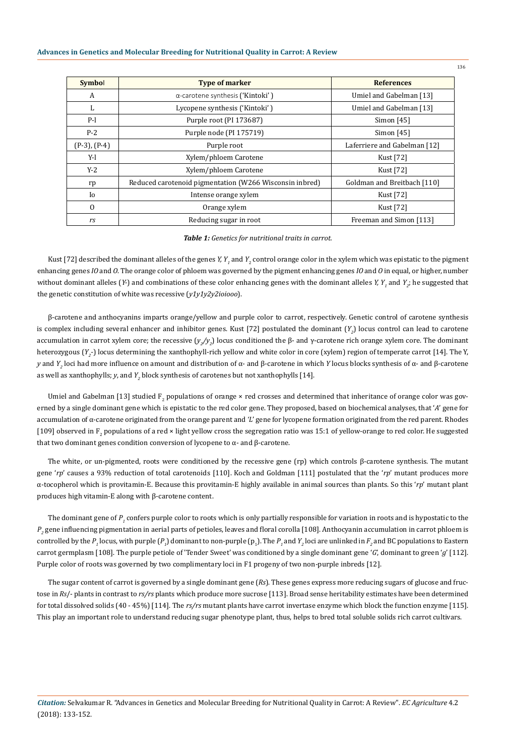| Symbol | Type of marker | References |
|---|---|---|
| A | α-carotene synthesis ('Kintoki') | Umiel and Gabelman [13] |
| L | Lycopene synthesis ('Kintoki') | Umiel and Gabelman [13] |
| P-l | Purple root (PI 173687) | Simon [45] |
| P-2 | Purple node (PI 175719) | Simon [45] |
| (P-3), (P-4) | Purple root | Laferriere and Gabelman [12] |
| Y-l | Xylem/phloem Carotene | Kust [72] |
| Y-2 | Xylem/phloem Carotene | Kust [72] |
| rp | Reduced carotenoid pigmentation (W266 Wisconsin inbred) | Goldman and Breitbach [110] |
| Io | Intense orange xylem | Kust [72] |
| O | Orange xylem | Kust [72] |
| *rs* | Reducing sugar in root | Freeman and Simon [113] |

***Table 1:*** *Genetics for nutritional traits in carrot.*

Kust [72] described the dominant alleles of the genes *Y*, $Y_1$ and $Y_2$ control orange color in the xylem which was epistatic to the pigment enhancing genes *IO* and *O*. The orange color of phloem was governed by the pigment enhancing genes *IO* and *O* in equal, or higher, number without dominant alleles (*Y*-) and combinations of these color enhancing genes with the dominant alleles *Y*, $Y_1$ and $Y_2$; he suggested that the genetic constitution of white was recessive (*y1y1y2y2ioiooo*).

β-carotene and anthocyanins imparts orange/yellow and purple color to carrot, respectively. Genetic control of carotene synthesis is complex including several enhancer and inhibitor genes. Kust [72] postulated the dominant ($Y_2$) locus control can lead to carotene accumulation in carrot xylem core; the recessive ($y_2/y_2$) locus conditioned the β- and γ-carotene rich orange xylem core. The dominant heterozygous ($Y_2$-) locus determining the xanthophyll-rich yellow and white color in core (xylem) region of temperate carrot [14]. The Y, *y* and $Y_2$ loci had more influence on amount and distribution of α- and β-carotene in which *Y* locus blocks synthesis of α- and β-carotene as well as xanthophylls; *y*, and $Y_2$ block synthesis of carotenes but not xanthophylls [14].

Umiel and Gabelman [13] studied $F_2$ populations of orange × red crosses and determined that inheritance of orange color was governed by a single dominant gene which is epistatic to the red color gene. They proposed, based on biochemical analyses, that '*A*' gene for accumulation of α-carotene originated from the orange parent and '*L*' gene for lycopene formation originated from the red parent. Rhodes [109] observed in $F_2$ populations of a red × light yellow cross the segregation ratio was 15:1 of yellow-orange to red color. He suggested that two dominant genes condition conversion of lycopene to α- and β-carotene.

The white, or un-pigmented, roots were conditioned by the recessive gene (rp) which controls β-carotene synthesis. The mutant gene '*rp*' causes a 93% reduction of total carotenoids [110]. Koch and Goldman [111] postulated that the '*rp*' mutant produces more α-tocopherol which is provitamin-E. Because this provitamin-E highly available in animal sources than plants. So this '*rp*' mutant plant produces high vitamin-E along with β-carotene content.

The dominant gene of $P_1$ confers purple color to roots which is only partially responsible for variation in roots and is hypostatic to the $P_2$ gene influencing pigmentation in aerial parts of petioles, leaves and floral corolla [108]. Anthocyanin accumulation in carrot phloem is controlled by the $P_1$ locus, with purple ($P_1$) dominant to non-purple ($p_1$). The $P_1$ and $Y_2$ loci are unlinked in $F_2$ and BC populations to Eastern carrot germplasm [108]. The purple petiole of 'Tender Sweet' was conditioned by a single dominant gene '*G*', dominant to green '*g*' [112]. Purple color of roots was governed by two complimentary loci in F1 progeny of two non-purple inbreds [12].

The sugar content of carrot is governed by a single dominant gene (*Rs*). These genes express more reducing sugars of glucose and fructose in *Rs*/- plants in contrast to *rs/rs* plants which produce more sucrose [113]. Broad sense heritability estimates have been determined for total dissolved solids (40 - 45%) [114]. The *rs/rs* mutant plants have carrot invertase enzyme which block the function enzyme [115]. This play an important role to understand reducing sugar phenotype plant, thus, helps to bred total soluble solids rich carrot cultivars.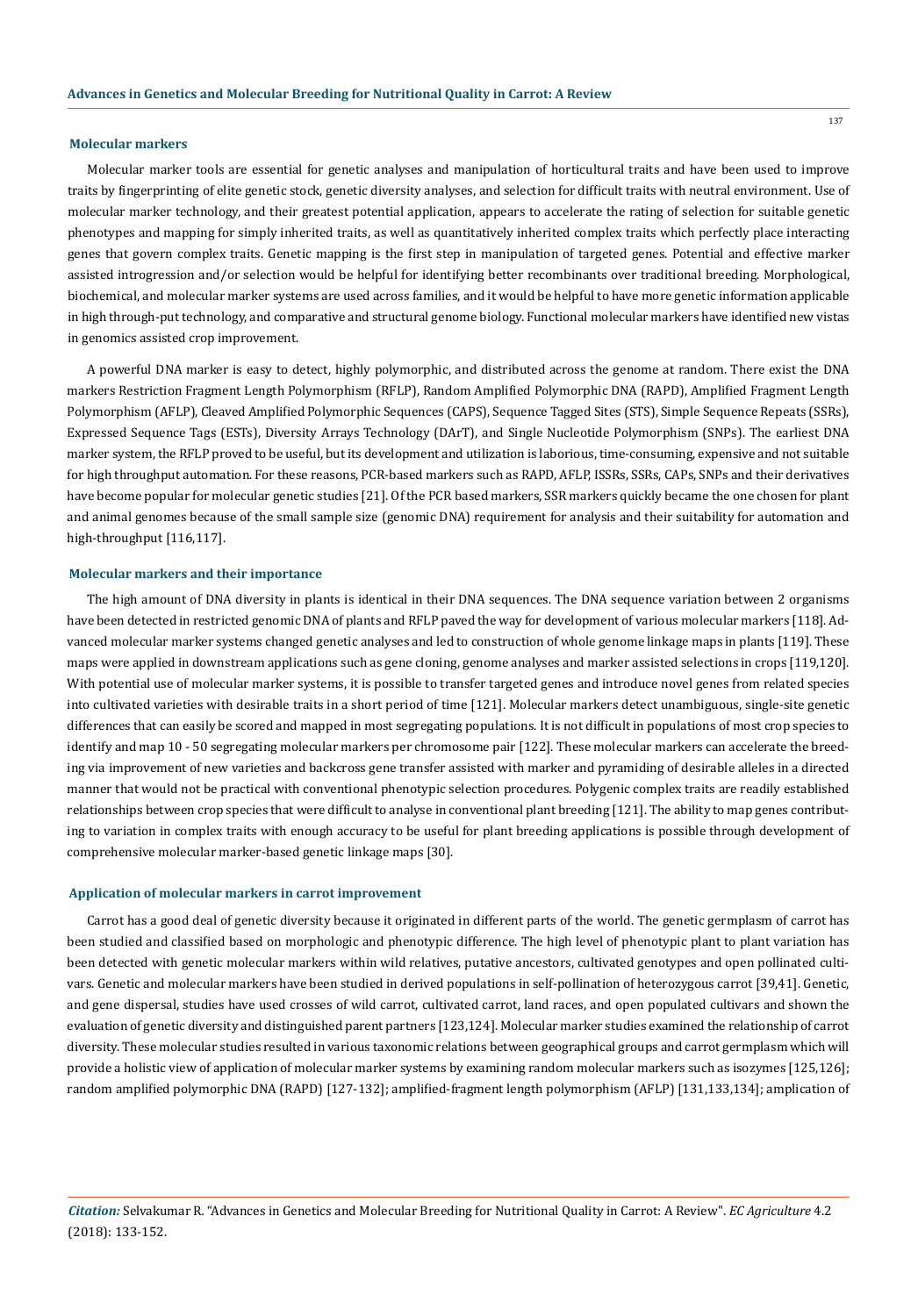### Molecular markers

Molecular marker tools are essential for genetic analyses and manipulation of horticultural traits and have been used to improve traits by fingerprinting of elite genetic stock, genetic diversity analyses, and selection for difficult traits with neutral environment. Use of molecular marker technology, and their greatest potential application, appears to accelerate the rating of selection for suitable genetic phenotypes and mapping for simply inherited traits, as well as quantitatively inherited complex traits which perfectly place interacting genes that govern complex traits. Genetic mapping is the first step in manipulation of targeted genes. Potential and effective marker assisted introgression and/or selection would be helpful for identifying better recombinants over traditional breeding. Morphological, biochemical, and molecular marker systems are used across families, and it would be helpful to have more genetic information applicable in high through-put technology, and comparative and structural genome biology. Functional molecular markers have identified new vistas in genomics assisted crop improvement.

A powerful DNA marker is easy to detect, highly polymorphic, and distributed across the genome at random. There exist the DNA markers Restriction Fragment Length Polymorphism (RFLP), Random Amplified Polymorphic DNA (RAPD), Amplified Fragment Length Polymorphism (AFLP), Cleaved Amplified Polymorphic Sequences (CAPS), Sequence Tagged Sites (STS), Simple Sequence Repeats (SSRs), Expressed Sequence Tags (ESTs), Diversity Arrays Technology (DArT), and Single Nucleotide Polymorphism (SNPs). The earliest DNA marker system, the RFLP proved to be useful, but its development and utilization is laborious, time-consuming, expensive and not suitable for high throughput automation. For these reasons, PCR-based markers such as RAPD, AFLP, ISSRs, SSRs, CAPs, SNPs and their derivatives have become popular for molecular genetic studies [21]. Of the PCR based markers, SSR markers quickly became the one chosen for plant and animal genomes because of the small sample size (genomic DNA) requirement for analysis and their suitability for automation and high-throughput [116,117].

### Molecular markers and their importance

The high amount of DNA diversity in plants is identical in their DNA sequences. The DNA sequence variation between 2 organisms have been detected in restricted genomic DNA of plants and RFLP paved the way for development of various molecular markers [118]. Advanced molecular marker systems changed genetic analyses and led to construction of whole genome linkage maps in plants [119]. These maps were applied in downstream applications such as gene cloning, genome analyses and marker assisted selections in crops [119,120]. With potential use of molecular marker systems, it is possible to transfer targeted genes and introduce novel genes from related species into cultivated varieties with desirable traits in a short period of time [121]. Molecular markers detect unambiguous, single-site genetic differences that can easily be scored and mapped in most segregating populations. It is not difficult in populations of most crop species to identify and map 10 - 50 segregating molecular markers per chromosome pair [122]. These molecular markers can accelerate the breeding via improvement of new varieties and backcross gene transfer assisted with marker and pyramiding of desirable alleles in a directed manner that would not be practical with conventional phenotypic selection procedures. Polygenic complex traits are readily established relationships between crop species that were difficult to analyse in conventional plant breeding [121]. The ability to map genes contributing to variation in complex traits with enough accuracy to be useful for plant breeding applications is possible through development of comprehensive molecular marker-based genetic linkage maps [30].

### Application of molecular markers in carrot improvement

Carrot has a good deal of genetic diversity because it originated in different parts of the world. The genetic germplasm of carrot has been studied and classified based on morphologic and phenotypic difference. The high level of phenotypic plant to plant variation has been detected with genetic molecular markers within wild relatives, putative ancestors, cultivated genotypes and open pollinated cultivars. Genetic and molecular markers have been studied in derived populations in self-pollination of heterozygous carrot [39,41]. Genetic, and gene dispersal, studies have used crosses of wild carrot, cultivated carrot, land races, and open populated cultivars and shown the evaluation of genetic diversity and distinguished parent partners [123,124]. Molecular marker studies examined the relationship of carrot diversity. These molecular studies resulted in various taxonomic relations between geographical groups and carrot germplasm which will provide a holistic view of application of molecular marker systems by examining random molecular markers such as isozymes [125,126]; random amplified polymorphic DNA (RAPD) [127-132]; amplified-fragment length polymorphism (AFLP) [131,133,134]; amplication of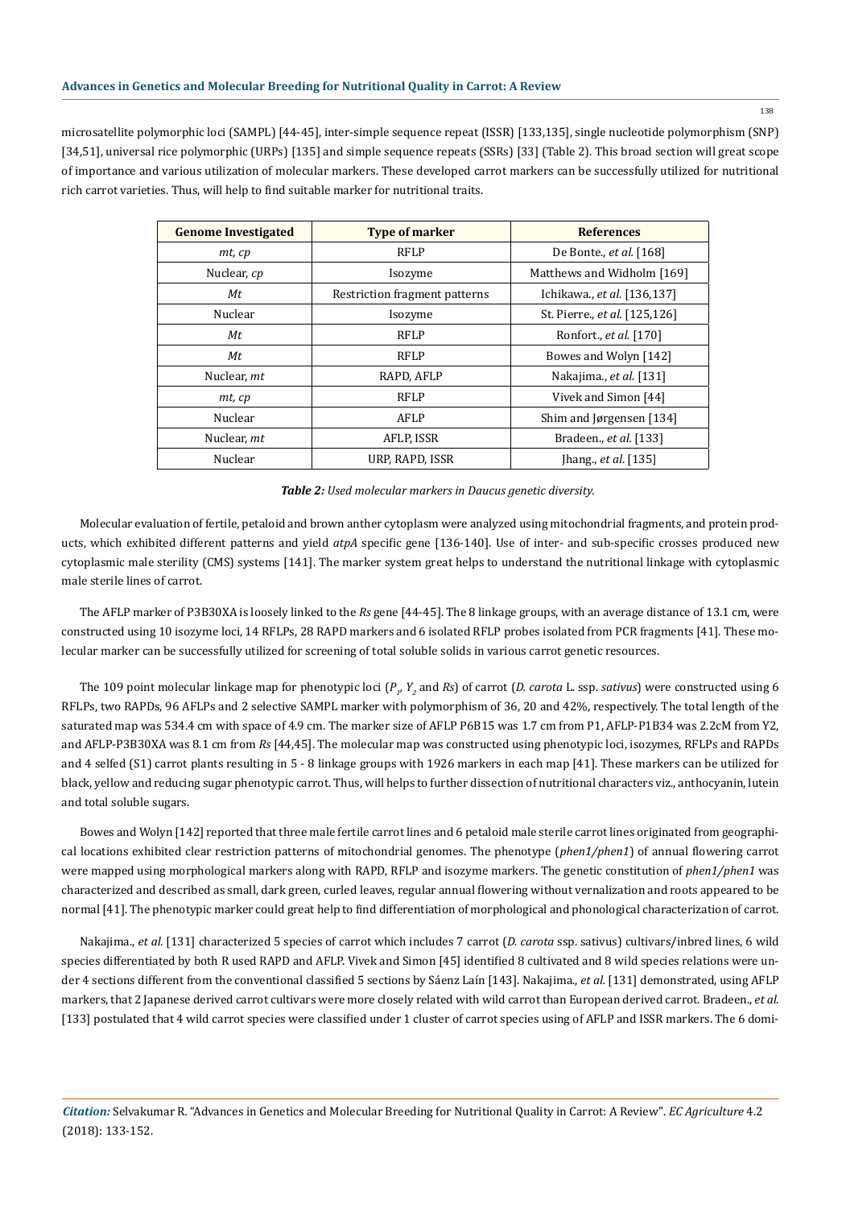microsatellite polymorphic loci (SAMPL) [44-45], inter-simple sequence repeat (ISSR) [133,135], single nucleotide polymorphism (SNP) [34,51], universal rice polymorphic (URPs) [135] and simple sequence repeats (SSRs) [33] (Table 2). This broad section will great scope of importance and various utilization of molecular markers. These developed carrot markers can be successfully utilized for nutritional rich carrot varieties. Thus, will help to find suitable marker for nutritional traits.

| Genome Investigated | Type of marker | References |
|---|---|---|
| *mt, cp* | RFLP | De Bonte., *et al.* [168] |
| Nuclear, *cp* | Isozyme | Matthews and Widholm [169] |
| *Mt* | Restriction fragment patterns | Ichikawa., *et al.* [136,137] |
| Nuclear | Isozyme | St. Pierre., *et al.* [125,126] |
| *Mt* | RFLP | Ronfort., *et al.* [170] |
| *Mt* | RFLP | Bowes and Wolyn [142] |
| Nuclear, *mt* | RAPD, AFLP | Nakajima., *et al.* [131] |
| *mt, cp* | RFLP | Vivek and Simon [44] |
| Nuclear | AFLP | Shim and Jørgensen [134] |
| Nuclear, *mt* | AFLP, ISSR | Bradeen., *et al.* [133] |
| Nuclear | URP, RAPD, ISSR | Jhang., *et al.* [135] |

***Table 2:** Used molecular markers in Daucus genetic diversity.*

Molecular evaluation of fertile, petaloid and brown anther cytoplasm were analyzed using mitochondrial fragments, and protein products, which exhibited different patterns and yield *atpA* specific gene [136-140]. Use of inter- and sub-specific crosses produced new cytoplasmic male sterility (CMS) systems [141]. The marker system great helps to understand the nutritional linkage with cytoplasmic male sterile lines of carrot.

The AFLP marker of P3B30XA is loosely linked to the *Rs* gene [44-45]. The 8 linkage groups, with an average distance of 13.1 cm, were constructed using 10 isozyme loci, 14 RFLPs, 28 RAPD markers and 6 isolated RFLP probes isolated from PCR fragments [41]. These molecular marker can be successfully utilized for screening of total soluble solids in various carrot genetic resources.

The 109 point molecular linkage map for phenotypic loci ($P_1$, $Y_2$ and *Rs*) of carrot (*D. carota* L. ssp. *sativus*) were constructed using 6 RFLPs, two RAPDs, 96 AFLPs and 2 selective SAMPL marker with polymorphism of 36, 20 and 42%, respectively. The total length of the saturated map was 534.4 cm with space of 4.9 cm. The marker size of AFLP P6B15 was 1.7 cm from P1, AFLP-P1B34 was 2.2cM from Y2, and AFLP-P3B30XA was 8.1 cm from *Rs* [44,45]. The molecular map was constructed using phenotypic loci, isozymes, RFLPs and RAPDs and 4 selfed (S1) carrot plants resulting in 5 - 8 linkage groups with 1926 markers in each map [41]. These markers can be utilized for black, yellow and reducing sugar phenotypic carrot. Thus, will helps to further dissection of nutritional characters viz., anthocyanin, lutein and total soluble sugars.

Bowes and Wolyn [142] reported that three male fertile carrot lines and 6 petaloid male sterile carrot lines originated from geographical locations exhibited clear restriction patterns of mitochondrial genomes. The phenotype (*phen1/phen1*) of annual flowering carrot were mapped using morphological markers along with RAPD, RFLP and isozyme markers. The genetic constitution of *phen1/phen1* was characterized and described as small, dark green, curled leaves, regular annual flowering without vernalization and roots appeared to be normal [41]. The phenotypic marker could great help to find differentiation of morphological and phonological characterization of carrot.

Nakajima., *et al.* [131] characterized 5 species of carrot which includes 7 carrot (*D. carota* ssp. sativus) cultivars/inbred lines, 6 wild species differentiated by both R used RAPD and AFLP. Vivek and Simon [45] identified 8 cultivated and 8 wild species relations were under 4 sections different from the conventional classified 5 sections by Sáenz Laín [143]. Nakajima., *et al.* [131] demonstrated, using AFLP markers, that 2 Japanese derived carrot cultivars were more closely related with wild carrot than European derived carrot. Bradeen., *et al.* [133] postulated that 4 wild carrot species were classified under 1 cluster of carrot species using of AFLP and ISSR markers. The 6 domi-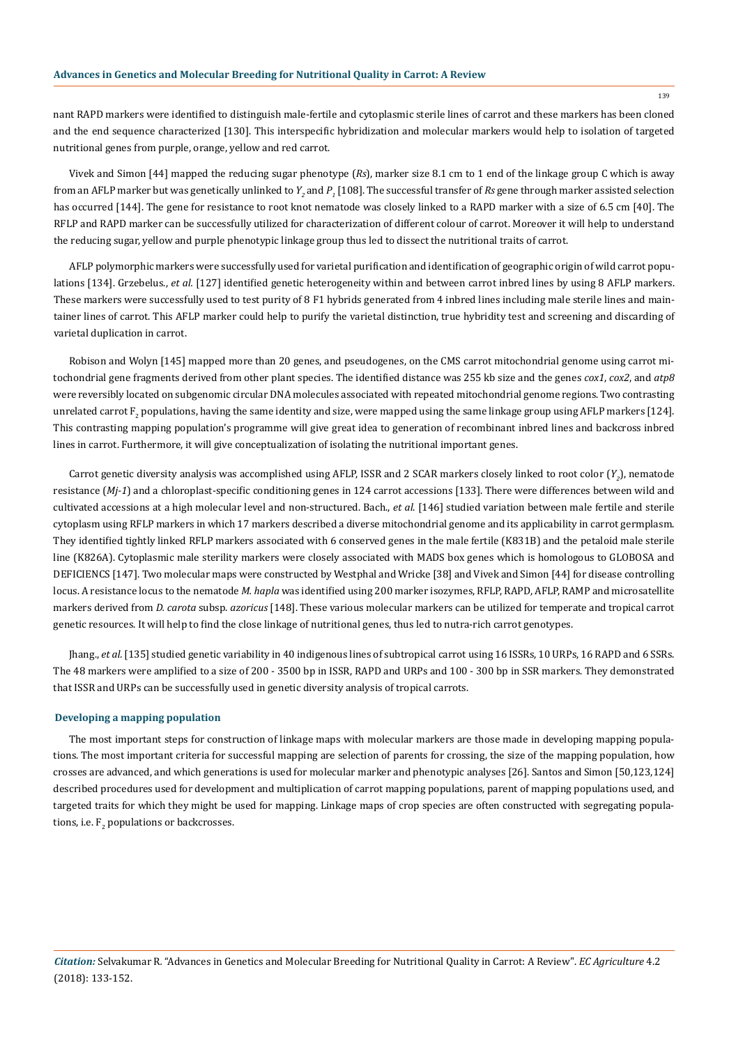nant RAPD markers were identified to distinguish male-fertile and cytoplasmic sterile lines of carrot and these markers has been cloned and the end sequence characterized [130]. This interspecific hybridization and molecular markers would help to isolation of targeted nutritional genes from purple, orange, yellow and red carrot.

Vivek and Simon [44] mapped the reducing sugar phenotype (*Rs*), marker size 8.1 cm to 1 end of the linkage group C which is away from an AFLP marker but was genetically unlinked to $Y_2$ and $P_1$ [108]. The successful transfer of *Rs* gene through marker assisted selection has occurred [144]. The gene for resistance to root knot nematode was closely linked to a RAPD marker with a size of 6.5 cm [40]. The RFLP and RAPD marker can be successfully utilized for characterization of different colour of carrot. Moreover it will help to understand the reducing sugar, yellow and purple phenotypic linkage group thus led to dissect the nutritional traits of carrot.

AFLP polymorphic markers were successfully used for varietal purification and identification of geographic origin of wild carrot populations [134]. Grzebelus., *et al.* [127] identified genetic heterogeneity within and between carrot inbred lines by using 8 AFLP markers. These markers were successfully used to test purity of 8 F1 hybrids generated from 4 inbred lines including male sterile lines and maintainer lines of carrot. This AFLP marker could help to purify the varietal distinction, true hybridity test and screening and discarding of varietal duplication in carrot.

Robison and Wolyn [145] mapped more than 20 genes, and pseudogenes, on the CMS carrot mitochondrial genome using carrot mitochondrial gene fragments derived from other plant species. The identified distance was 255 kb size and the genes *cox1*, *cox2*, and *atp8* were reversibly located on subgenomic circular DNA molecules associated with repeated mitochondrial genome regions. Two contrasting unrelated carrot $F_2$ populations, having the same identity and size, were mapped using the same linkage group using AFLP markers [124]. This contrasting mapping population's programme will give great idea to generation of recombinant inbred lines and backcross inbred lines in carrot. Furthermore, it will give conceptualization of isolating the nutritional important genes.

Carrot genetic diversity analysis was accomplished using AFLP, ISSR and 2 SCAR markers closely linked to root color ($Y_2$), nematode resistance (*Mj-1*) and a chloroplast-specific conditioning genes in 124 carrot accessions [133]. There were differences between wild and cultivated accessions at a high molecular level and non-structured. Bach., *et al.* [146] studied variation between male fertile and sterile cytoplasm using RFLP markers in which 17 markers described a diverse mitochondrial genome and its applicability in carrot germplasm. They identified tightly linked RFLP markers associated with 6 conserved genes in the male fertile (K831B) and the petaloid male sterile line (K826A). Cytoplasmic male sterility markers were closely associated with MADS box genes which is homologous to GLOBOSA and DEFICIENCS [147]. Two molecular maps were constructed by Westphal and Wricke [38] and Vivek and Simon [44] for disease controlling locus. A resistance locus to the nematode *M. hapla* was identified using 200 marker isozymes, RFLP, RAPD, AFLP, RAMP and microsatellite markers derived from *D. carota* subsp. *azoricus* [148]. These various molecular markers can be utilized for temperate and tropical carrot genetic resources. It will help to find the close linkage of nutritional genes, thus led to nutra-rich carrot genotypes.

Jhang., *et al.* [135] studied genetic variability in 40 indigenous lines of subtropical carrot using 16 ISSRs, 10 URPs, 16 RAPD and 6 SSRs. The 48 markers were amplified to a size of 200 - 3500 bp in ISSR, RAPD and URPs and 100 - 300 bp in SSR markers. They demonstrated that ISSR and URPs can be successfully used in genetic diversity analysis of tropical carrots.

### Developing a mapping population

The most important steps for construction of linkage maps with molecular markers are those made in developing mapping populations. The most important criteria for successful mapping are selection of parents for crossing, the size of the mapping population, how crosses are advanced, and which generations is used for molecular marker and phenotypic analyses [26]. Santos and Simon [50,123,124] described procedures used for development and multiplication of carrot mapping populations, parent of mapping populations used, and targeted traits for which they might be used for mapping. Linkage maps of crop species are often constructed with segregating populations, i.e. $F_2$ populations or backcrosses.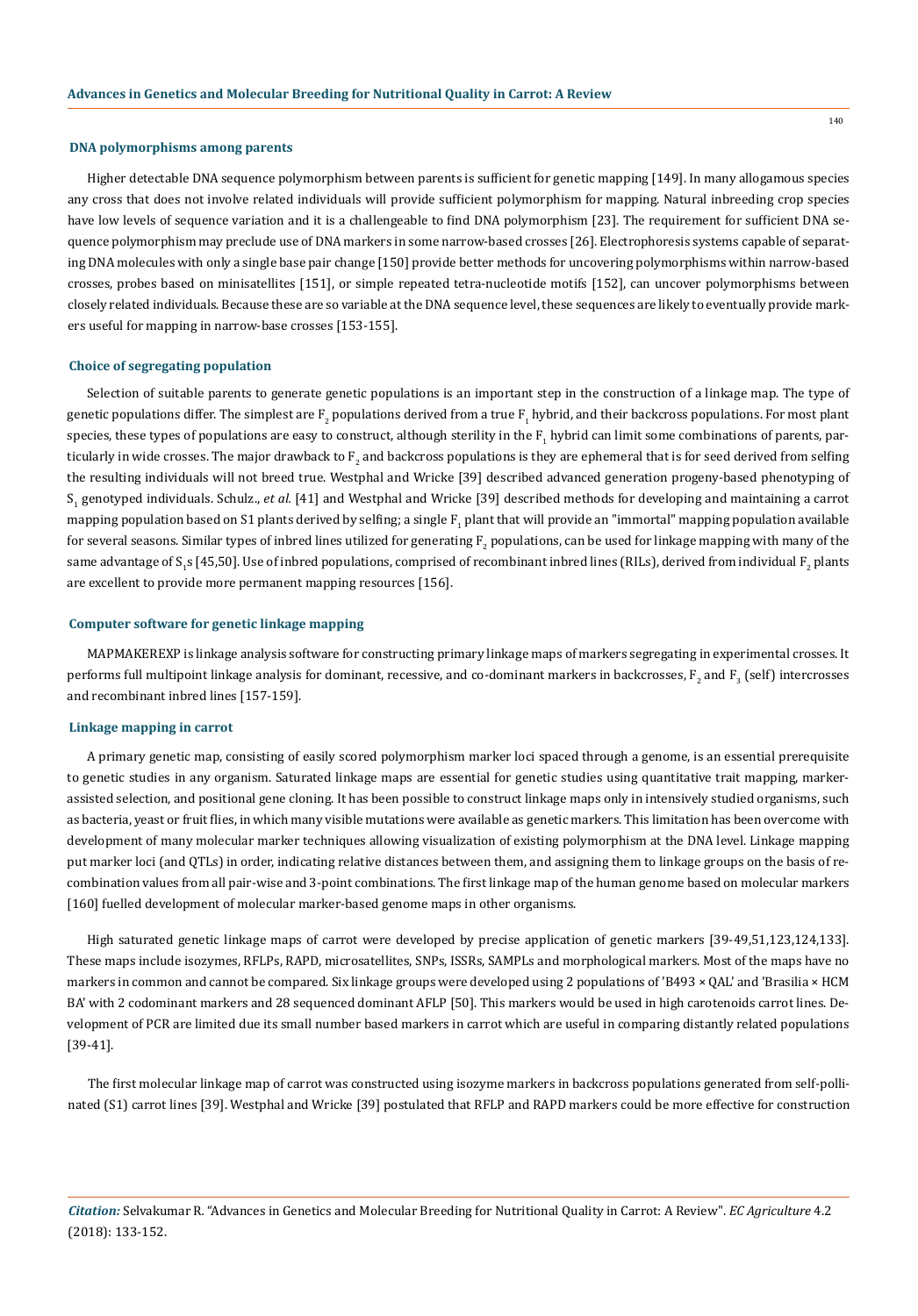### DNA polymorphisms among parents

Higher detectable DNA sequence polymorphism between parents is sufficient for genetic mapping [149]. In many allogamous species any cross that does not involve related individuals will provide sufficient polymorphism for mapping. Natural inbreeding crop species have low levels of sequence variation and it is a challengeable to find DNA polymorphism [23]. The requirement for sufficient DNA sequence polymorphism may preclude use of DNA markers in some narrow-based crosses [26]. Electrophoresis systems capable of separating DNA molecules with only a single base pair change [150] provide better methods for uncovering polymorphisms within narrow-based crosses, probes based on minisatellites [151], or simple repeated tetra-nucleotide motifs [152], can uncover polymorphisms between closely related individuals. Because these are so variable at the DNA sequence level, these sequences are likely to eventually provide markers useful for mapping in narrow-base crosses [153-155].

### Choice of segregating population

Selection of suitable parents to generate genetic populations is an important step in the construction of a linkage map. The type of genetic populations differ. The simplest are $F_2$ populations derived from a true $F_1$ hybrid, and their backcross populations. For most plant species, these types of populations are easy to construct, although sterility in the $F_1$ hybrid can limit some combinations of parents, particularly in wide crosses. The major drawback to $F_2$ and backcross populations is they are ephemeral that is for seed derived from selfing the resulting individuals will not breed true. Westphal and Wricke [39] described advanced generation progeny-based phenotyping of $S_1$ genotyped individuals. Schulz., *et al.* [41] and Westphal and Wricke [39] described methods for developing and maintaining a carrot mapping population based on S1 plants derived by selfing; a single $F_1$ plant that will provide an "immortal" mapping population available for several seasons. Similar types of inbred lines utilized for generating $F_2$ populations, can be used for linkage mapping with many of the same advantage of $S_1$s [45,50]. Use of inbred populations, comprised of recombinant inbred lines (RILs), derived from individual $F_2$ plants are excellent to provide more permanent mapping resources [156].

### Computer software for genetic linkage mapping

MAPMAKEREXP is linkage analysis software for constructing primary linkage maps of markers segregating in experimental crosses. It performs full multipoint linkage analysis for dominant, recessive, and co-dominant markers in backcrosses, $F_2$ and $F_3$ (self) intercrosses and recombinant inbred lines [157-159].

### Linkage mapping in carrot

A primary genetic map, consisting of easily scored polymorphism marker loci spaced through a genome, is an essential prerequisite to genetic studies in any organism. Saturated linkage maps are essential for genetic studies using quantitative trait mapping, marker-assisted selection, and positional gene cloning. It has been possible to construct linkage maps only in intensively studied organisms, such as bacteria, yeast or fruit flies, in which many visible mutations were available as genetic markers. This limitation has been overcome with development of many molecular marker techniques allowing visualization of existing polymorphism at the DNA level. Linkage mapping put marker loci (and QTLs) in order, indicating relative distances between them, and assigning them to linkage groups on the basis of recombination values from all pair-wise and 3-point combinations. The first linkage map of the human genome based on molecular markers [160] fuelled development of molecular marker-based genome maps in other organisms.

High saturated genetic linkage maps of carrot were developed by precise application of genetic markers [39-49,51,123,124,133]. These maps include isozymes, RFLPs, RAPD, microsatellites, SNPs, ISSRs, SAMPLs and morphological markers. Most of the maps have no markers in common and cannot be compared. Six linkage groups were developed using 2 populations of 'B493 × QAL' and 'Brasilia × HCM BA' with 2 codominant markers and 28 sequenced dominant AFLP [50]. This markers would be used in high carotenoids carrot lines. Development of PCR are limited due its small number based markers in carrot which are useful in comparing distantly related populations [39-41].

The first molecular linkage map of carrot was constructed using isozyme markers in backcross populations generated from self-pollinated (S1) carrot lines [39]. Westphal and Wricke [39] postulated that RFLP and RAPD markers could be more effective for construction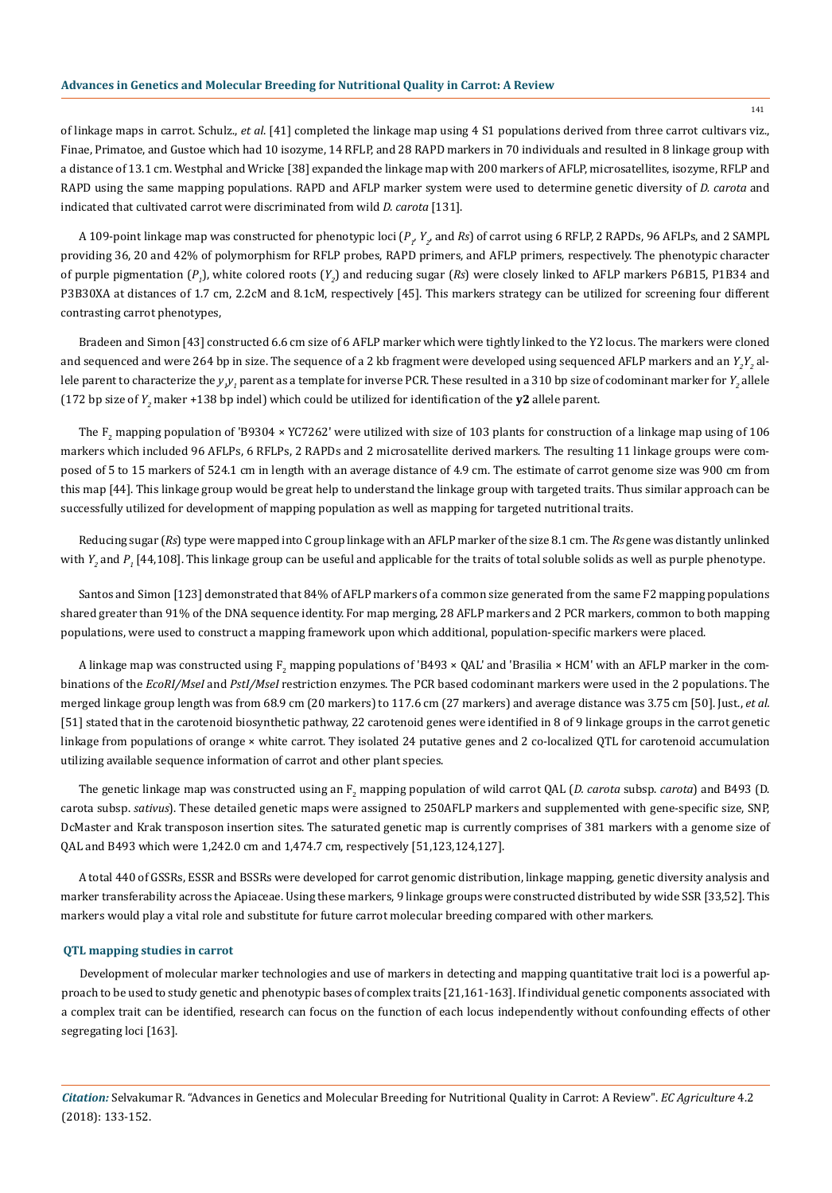of linkage maps in carrot. Schulz., *et al*. [41] completed the linkage map using 4 S1 populations derived from three carrot cultivars viz., Finae, Primatoe, and Gustoe which had 10 isozyme, 14 RFLP, and 28 RAPD markers in 70 individuals and resulted in 8 linkage group with a distance of 13.1 cm. Westphal and Wricke [38] expanded the linkage map with 200 markers of AFLP, microsatellites, isozyme, RFLP and RAPD using the same mapping populations. RAPD and AFLP marker system were used to determine genetic diversity of *D. carota* and indicated that cultivated carrot were discriminated from wild *D. carota* [131].

A 109-point linkage map was constructed for phenotypic loci ($P_1$, $Y_2$, and *Rs*) of carrot using 6 RFLP, 2 RAPDs, 96 AFLPs, and 2 SAMPL providing 36, 20 and 42% of polymorphism for RFLP probes, RAPD primers, and AFLP primers, respectively. The phenotypic character of purple pigmentation ($P_1$), white colored roots ($Y_2$) and reducing sugar (*Rs*) were closely linked to AFLP markers P6B15, P1B34 and P3B30XA at distances of 1.7 cm, 2.2cM and 8.1cM, respectively [45]. This markers strategy can be utilized for screening four different contrasting carrot phenotypes,

Bradeen and Simon [43] constructed 6.6 cm size of 6 AFLP marker which were tightly linked to the Y2 locus. The markers were cloned and sequenced and were 264 bp in size. The sequence of a 2 kb fragment were developed using sequenced AFLP markers and an $Y_2Y_2$ allele parent to characterize the $y_2y_2$ parent as a template for inverse PCR. These resulted in a 310 bp size of codominant marker for $Y_2$ allele (172 bp size of $Y_2$ maker +138 bp indel) which could be utilized for identification of the **y2** allele parent.

The $F_2$ mapping population of 'B9304 × YC7262' were utilized with size of 103 plants for construction of a linkage map using of 106 markers which included 96 AFLPs, 6 RFLPs, 2 RAPDs and 2 microsatellite derived markers. The resulting 11 linkage groups were composed of 5 to 15 markers of 524.1 cm in length with an average distance of 4.9 cm. The estimate of carrot genome size was 900 cm from this map [44]. This linkage group would be great help to understand the linkage group with targeted traits. Thus similar approach can be successfully utilized for development of mapping population as well as mapping for targeted nutritional traits.

Reducing sugar (*Rs*) type were mapped into C group linkage with an AFLP marker of the size 8.1 cm. The *Rs* gene was distantly unlinked with $Y_2$ and $P_1$ [44,108]. This linkage group can be useful and applicable for the traits of total soluble solids as well as purple phenotype.

Santos and Simon [123] demonstrated that 84% of AFLP markers of a common size generated from the same F2 mapping populations shared greater than 91% of the DNA sequence identity. For map merging, 28 AFLP markers and 2 PCR markers, common to both mapping populations, were used to construct a mapping framework upon which additional, population-specific markers were placed.

A linkage map was constructed using $F_2$ mapping populations of 'B493 × QAL' and 'Brasilia × HCM' with an AFLP marker in the combinations of the *EcoRI/MseI* and *PstI/MseI* restriction enzymes. The PCR based codominant markers were used in the 2 populations. The merged linkage group length was from 68.9 cm (20 markers) to 117.6 cm (27 markers) and average distance was 3.75 cm [50]. Just., *et al.* [51] stated that in the carotenoid biosynthetic pathway, 22 carotenoid genes were identified in 8 of 9 linkage groups in the carrot genetic linkage from populations of orange × white carrot. They isolated 24 putative genes and 2 co-localized QTL for carotenoid accumulation utilizing available sequence information of carrot and other plant species.

The genetic linkage map was constructed using an $F_2$ mapping population of wild carrot QAL (*D. carota* subsp. *carota*) and B493 (D. carota subsp. *sativus*). These detailed genetic maps were assigned to 250AFLP markers and supplemented with gene-specific size, SNP, DcMaster and Krak transposon insertion sites. The saturated genetic map is currently comprises of 381 markers with a genome size of QAL and B493 which were 1,242.0 cm and 1,474.7 cm, respectively [51,123,124,127].

A total 440 of GSSRs, ESSR and BSSRs were developed for carrot genomic distribution, linkage mapping, genetic diversity analysis and marker transferability across the Apiaceae. Using these markers, 9 linkage groups were constructed distributed by wide SSR [33,52]. This markers would play a vital role and substitute for future carrot molecular breeding compared with other markers.

## QTL mapping studies in carrot

Development of molecular marker technologies and use of markers in detecting and mapping quantitative trait loci is a powerful approach to be used to study genetic and phenotypic bases of complex traits [21,161-163]. If individual genetic components associated with a complex trait can be identified, research can focus on the function of each locus independently without confounding effects of other segregating loci [163].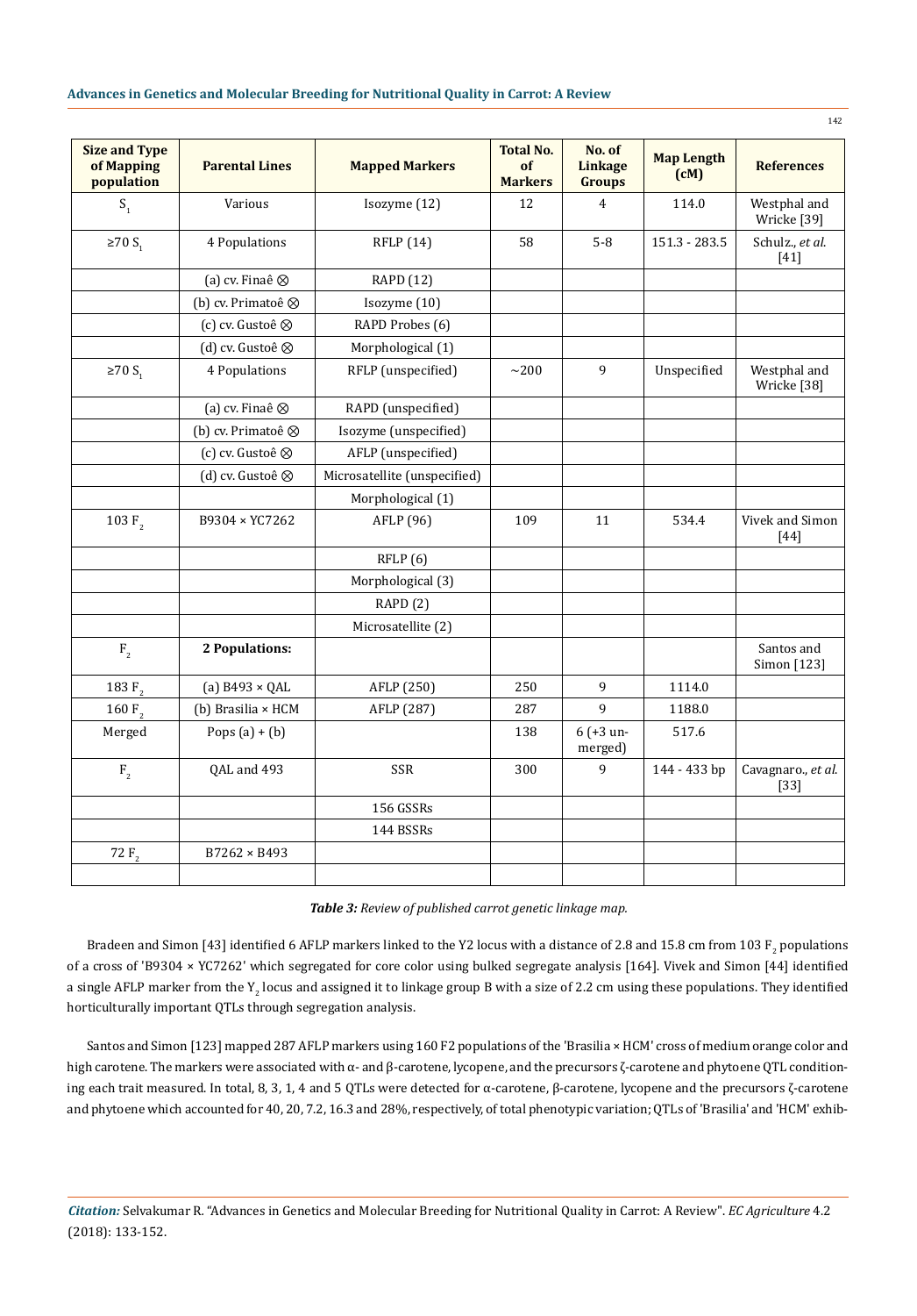| Size and Type of Mapping population | Parental Lines | Mapped Markers | Total No. of Markers | No. of Linkage Groups | Map Length (cM) | References |
|---|---|---|---|---|---|---|
| $S_1$ | Various | Isozyme (12) | 12 | 4 | 114.0 | Westphal and Wricke [39] |
| ≥70 $S_1$ | 4 Populations | RFLP (14) | 58 | 5-8 | 151.3 - 283.5 | Schulz., *et al.* [41] |
| | (a) cv. Finaê ⊗ | RAPD (12) | | | | |
| | (b) cv. Primatoê ⊗ | Isozyme (10) | | | | |
| | (c) cv. Gustoê ⊗ | RAPD Probes (6) | | | | |
| | (d) cv. Gustoê ⊗ | Morphological (1) | | | | |
| ≥70 $S_1$ | 4 Populations | RFLP (unspecified) | ~200 | 9 | Unspecified | Westphal and Wricke [38] |
| | (a) cv. Finaê ⊗ | RAPD (unspecified) | | | | |
| | (b) cv. Primatoê ⊗ | Isozyme (unspecified) | | | | |
| | (c) cv. Gustoê ⊗ | AFLP (unspecified) | | | | |
| | (d) cv. Gustoê ⊗ | Microsatellite (unspecified) | | | | |
| | | Morphological (1) | | | | |
| 103 $F_2$ | B9304 × YC7262 | AFLP (96) | 109 | 11 | 534.4 | Vivek and Simon [44] |
| | | RFLP (6) | | | | |
| | | Morphological (3) | | | | |
| | | RAPD (2) | | | | |
| | | Microsatellite (2) | | | | |
| $F_2$ | **2 Populations:** | | | | | Santos and Simon [123] |
| 183 $F_2$ | (a) B493 × QAL | AFLP (250) | 250 | 9 | 1114.0 | |
| 160 $F_2$ | (b) Brasilia × HCM | AFLP (287) | 287 | 9 | 1188.0 | |
| Merged | Pops (a) + (b) | | 138 | 6 (+3 un-merged) | 517.6 | |
| $F_2$ | QAL and 493 | SSR | 300 | 9 | 144 - 433 bp | Cavagnaro., *et al.* [33] |
| | | 156 GSSRs | | | | |
| | | 144 BSSRs | | | | |
| 72 $F_2$ | B7262 × B493 | | | | | |
| | | | | | | |

***Table 3:** Review of published carrot genetic linkage map.*

Bradeen and Simon [43] identified 6 AFLP markers linked to the Y2 locus with a distance of 2.8 and 15.8 cm from 103 $F_2$ populations of a cross of 'B9304 × YC7262' which segregated for core color using bulked segregate analysis [164]. Vivek and Simon [44] identified a single AFLP marker from the $Y_2$ locus and assigned it to linkage group B with a size of 2.2 cm using these populations. They identified horticulturally important QTLs through segregation analysis.

Santos and Simon [123] mapped 287 AFLP markers using 160 F2 populations of the 'Brasilia × HCM' cross of medium orange color and high carotene. The markers were associated with α- and β-carotene, lycopene, and the precursors ζ-carotene and phytoene QTL conditioning each trait measured. In total, 8, 3, 1, 4 and 5 QTLs were detected for α-carotene, β-carotene, lycopene and the precursors ζ-carotene and phytoene which accounted for 40, 20, 7.2, 16.3 and 28%, respectively, of total phenotypic variation; QTLs of 'Brasilia' and 'HCM' exhib-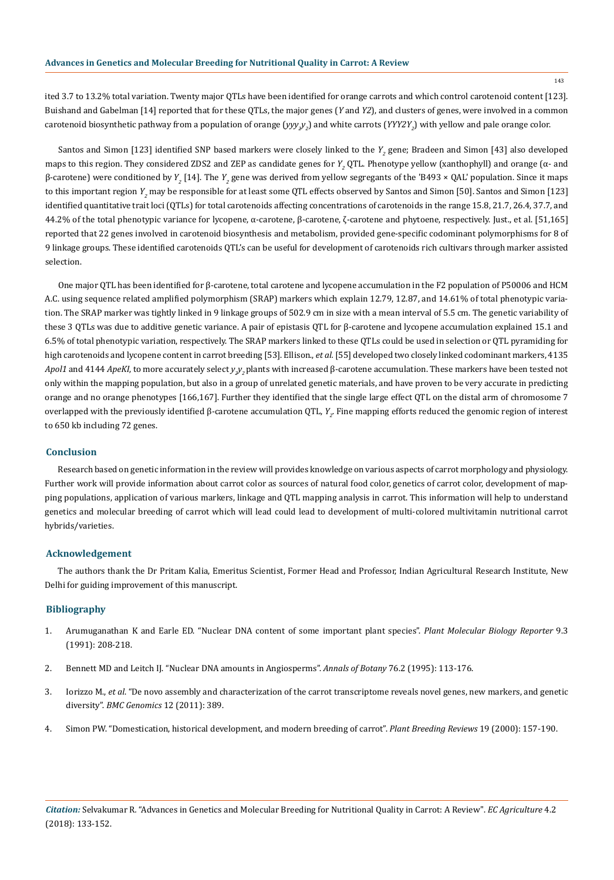ited 3.7 to 13.2% total variation. Twenty major QTLs have been identified for orange carrots and which control carotenoid content [123]. Buishand and Gabelman [14] reported that for these QTLs, the major genes (*Y* and *Y2*), and clusters of genes, were involved in a common carotenoid biosynthetic pathway from a population of orange ($yyy_2y_2$) and white carrots ($YYY2Y_2$) with yellow and pale orange color.

Santos and Simon [123] identified SNP based markers were closely linked to the $Y_2$ gene; Bradeen and Simon [43] also developed maps to this region. They considered ZDS2 and ZEP as candidate genes for $Y_2$ QTL. Phenotype yellow (xanthophyll) and orange (α- and β-carotene) were conditioned by $Y_2$ [14]. The $Y_2$ gene was derived from yellow segregants of the 'B493 × QAL' population. Since it maps to this important region $Y_2$ may be responsible for at least some QTL effects observed by Santos and Simon [50]. Santos and Simon [123] identified quantitative trait loci (QTLs) for total carotenoids affecting concentrations of carotenoids in the range 15.8, 21.7, 26.4, 37.7, and 44.2% of the total phenotypic variance for lycopene, α-carotene, β-carotene, ζ-carotene and phytoene, respectively. Just., et al. [51,165] reported that 22 genes involved in carotenoid biosynthesis and metabolism, provided gene-specific codominant polymorphisms for 8 of 9 linkage groups. These identified carotenoids QTL's can be useful for development of carotenoids rich cultivars through marker assisted selection.

One major QTL has been identified for β-carotene, total carotene and lycopene accumulation in the F2 population of P50006 and HCM A.C. using sequence related amplified polymorphism (SRAP) markers which explain 12.79, 12.87, and 14.61% of total phenotypic variation. The SRAP marker was tightly linked in 9 linkage groups of 502.9 cm in size with a mean interval of 5.5 cm. The genetic variability of these 3 QTLs was due to additive genetic variance. A pair of epistasis QTL for β-carotene and lycopene accumulation explained 15.1 and 6.5% of total phenotypic variation, respectively. The SRAP markers linked to these QTLs could be used in selection or QTL pyramiding for high carotenoids and lycopene content in carrot breeding [53]. Ellison., *et al*. [55] developed two closely linked codominant markers, 4135 *ApoI1* and 4144 *ApeKI*, to more accurately select $y_2y_2$ plants with increased β-carotene accumulation. These markers have been tested not only within the mapping population, but also in a group of unrelated genetic materials, and have proven to be very accurate in predicting orange and no orange phenotypes [166,167]. Further they identified that the single large effect QTL on the distal arm of chromosome 7 overlapped with the previously identified β-carotene accumulation QTL, $Y_2$. Fine mapping efforts reduced the genomic region of interest to 650 kb including 72 genes.

## Conclusion

Research based on genetic information in the review will provides knowledge on various aspects of carrot morphology and physiology. Further work will provide information about carrot color as sources of natural food color, genetics of carrot color, development of mapping populations, application of various markers, linkage and QTL mapping analysis in carrot. This information will help to understand genetics and molecular breeding of carrot which will lead could lead to development of multi-colored multivitamin nutritional carrot hybrids/varieties.

## Acknowledgement

The authors thank the Dr Pritam Kalia, Emeritus Scientist, Former Head and Professor, Indian Agricultural Research Institute, New Delhi for guiding improvement of this manuscript.

## Bibliography

1. Arumuganathan K and Earle ED. "Nuclear DNA content of some important plant species". *Plant Molecular Biology Reporter* 9.3 (1991): 208-218.
2. Bennett MD and Leitch IJ. "Nuclear DNA amounts in Angiosperms". *Annals of Botany* 76.2 (1995): 113-176.
3. Iorizzo M., *et al*. "De novo assembly and characterization of the carrot transcriptome reveals novel genes, new markers, and genetic diversity". *BMC Genomics* 12 (2011): 389.
4. Simon PW. "Domestication, historical development, and modern breeding of carrot". *Plant Breeding Reviews* 19 (2000): 157-190.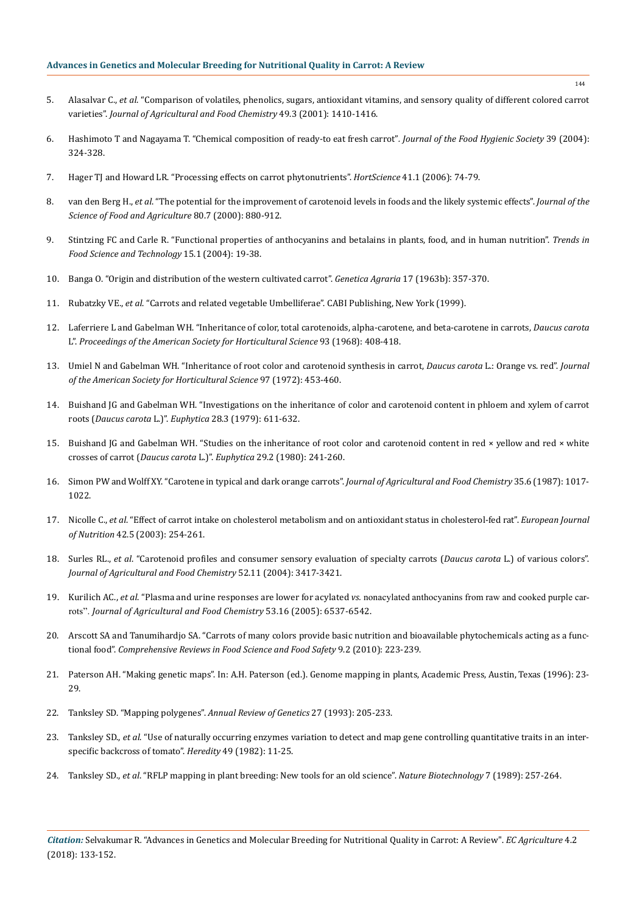5. Alasalvar C., *et al*. "Comparison of volatiles, phenolics, sugars, antioxidant vitamins, and sensory quality of different colored carrot varieties". *Journal of Agricultural and Food Chemistry* 49.3 (2001): 1410-1416.
6. Hashimoto T and Nagayama T. "Chemical composition of ready-to eat fresh carrot". *Journal of the Food Hygienic Society* 39 (2004): 324-328.
7. Hager TJ and Howard LR. "Processing effects on carrot phytonutrients". *HortScience* 41.1 (2006): 74-79.
8. van den Berg H., *et al*. "The potential for the improvement of carotenoid levels in foods and the likely systemic effects". *Journal of the Science of Food and Agriculture* 80.7 (2000): 880-912.
9. Stintzing FC and Carle R. "Functional properties of anthocyanins and betalains in plants, food, and in human nutrition". *Trends in Food Science and Technology* 15.1 (2004): 19-38.
10. Banga O. "Origin and distribution of the western cultivated carrot". *Genetica Agraria* 17 (1963b): 357-370.
11. Rubatzky VE., *et al*. "Carrots and related vegetable Umbelliferae". CABI Publishing, New York (1999).
12. Laferriere L and Gabelman WH. "Inheritance of color, total carotenoids, alpha-carotene, and beta-carotene in carrots, *Daucus carota* L". *Proceedings of the American Society for Horticultural Science* 93 (1968): 408-418.
13. Umiel N and Gabelman WH. "Inheritance of root color and carotenoid synthesis in carrot, *Daucus carota* L.: Orange vs. red". *Journal of the American Society for Horticultural Science* 97 (1972): 453-460.
14. Buishand JG and Gabelman WH. "Investigations on the inheritance of color and carotenoid content in phloem and xylem of carrot roots (*Daucus carota* L.)". *Euphytica* 28.3 (1979): 611-632.
15. Buishand JG and Gabelman WH. "Studies on the inheritance of root color and carotenoid content in red × yellow and red × white crosses of carrot (*Daucus carota* L.)". *Euphytica* 29.2 (1980): 241-260.
16. Simon PW and Wolff XY. "Carotene in typical and dark orange carrots". *Journal of Agricultural and Food Chemistry* 35.6 (1987): 1017-1022.
17. Nicolle C., *et al*. "Effect of carrot intake on cholesterol metabolism and on antioxidant status in cholesterol-fed rat". *European Journal of Nutrition* 42.5 (2003): 254-261.
18. Surles RL., *et al*. "Carotenoid profiles and consumer sensory evaluation of specialty carrots (*Daucus carota* L.) of various colors". *Journal of Agricultural and Food Chemistry* 52.11 (2004): 3417-3421.
19. Kurilich AC., *et al*. "Plasma and urine responses are lower for acylated *vs.* nonacylated anthocyanins from raw and cooked purple carrots". *Journal of Agricultural and Food Chemistry* 53.16 (2005): 6537-6542.
20. Arscott SA and Tanumihardjo SA. "Carrots of many colors provide basic nutrition and bioavailable phytochemicals acting as a functional food". *Comprehensive Reviews in Food Science and Food Safety* 9.2 (2010): 223-239.
21. Paterson AH. "Making genetic maps". In: A.H. Paterson (ed.). Genome mapping in plants, Academic Press, Austin, Texas (1996): 23-29.
22. Tanksley SD. "Mapping polygenes". *Annual Review of Genetics* 27 (1993): 205-233.
23. Tanksley SD., *et al*. "Use of naturally occurring enzymes variation to detect and map gene controlling quantitative traits in an interspecific backcross of tomato". *Heredity* 49 (1982): 11-25.
24. Tanksley SD., *et al*. "RFLP mapping in plant breeding: New tools for an old science". *Nature Biotechnology* 7 (1989): 257-264.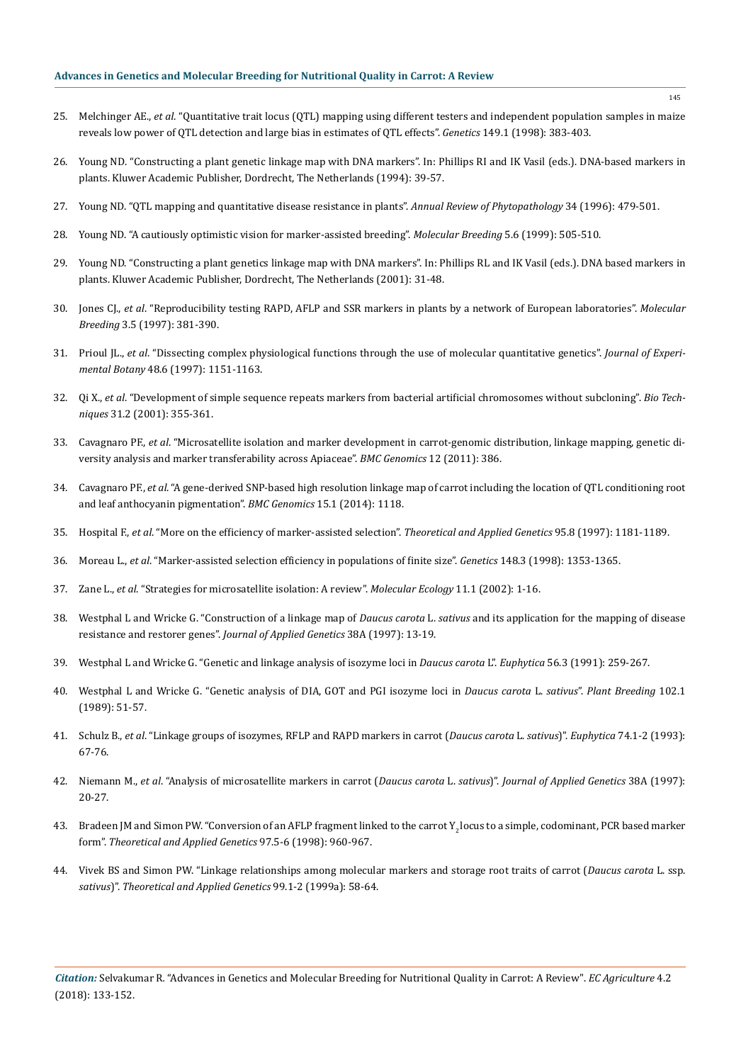25. Melchinger AE., *et al*. "Quantitative trait locus (QTL) mapping using different testers and independent population samples in maize reveals low power of QTL detection and large bias in estimates of QTL effects". *Genetics* 149.1 (1998): 383-403.

26. Young ND. "Constructing a plant genetic linkage map with DNA markers". In: Phillips RI and IK Vasil (eds.). DNA-based markers in plants. Kluwer Academic Publisher, Dordrecht, The Netherlands (1994): 39-57.

27. Young ND. "QTL mapping and quantitative disease resistance in plants". *Annual Review of Phytopathology* 34 (1996): 479-501.

28. Young ND. "A cautiously optimistic vision for marker-assisted breeding". *Molecular Breeding* 5.6 (1999): 505-510.

29. Young ND. "Constructing a plant genetics linkage map with DNA markers". In: Phillips RL and IK Vasil (eds.). DNA based markers in plants. Kluwer Academic Publisher, Dordrecht, The Netherlands (2001): 31-48.

30. Jones CJ., *et al*. "Reproducibility testing RAPD, AFLP and SSR markers in plants by a network of European laboratories". *Molecular Breeding* 3.5 (1997): 381-390.

31. Prioul JL., *et al*. "Dissecting complex physiological functions through the use of molecular quantitative genetics". *Journal of Experimental Botany* 48.6 (1997): 1151-1163.

32. Qi X., *et al*. "Development of simple sequence repeats markers from bacterial artificial chromosomes without subcloning". *Bio Techniques* 31.2 (2001): 355-361.

33. Cavagnaro PF., *et al*. "Microsatellite isolation and marker development in carrot-genomic distribution, linkage mapping, genetic diversity analysis and marker transferability across Apiaceae". *BMC Genomics* 12 (2011): 386.

34. Cavagnaro PF., *et al*. "A gene-derived SNP-based high resolution linkage map of carrot including the location of QTL conditioning root and leaf anthocyanin pigmentation". *BMC Genomics* 15.1 (2014): 1118.

35. Hospital F., *et al*. "More on the efficiency of marker-assisted selection". *Theoretical and Applied Genetics* 95.8 (1997): 1181-1189.

36. Moreau L., *et al*. "Marker-assisted selection efficiency in populations of finite size". *Genetics* 148.3 (1998): 1353-1365.

37. Zane L., *et al*. "Strategies for microsatellite isolation: A review". *Molecular Ecology* 11.1 (2002): 1-16.

38. Westphal L and Wricke G. "Construction of a linkage map of *Daucus carota* L. *sativus* and its application for the mapping of disease resistance and restorer genes". *Journal of Applied Genetics* 38A (1997): 13-19.

39. Westphal L and Wricke G. "Genetic and linkage analysis of isozyme loci in *Daucus carota* L". *Euphytica* 56.3 (1991): 259-267.

40. Westphal L and Wricke G. "Genetic analysis of DIA, GOT and PGI isozyme loci in *Daucus carota* L. *sativus*". *Plant Breeding* 102.1 (1989): 51-57.

41. Schulz B., *et al*. "Linkage groups of isozymes, RFLP and RAPD markers in carrot (*Daucus carota* L. *sativus*)". *Euphytica* 74.1-2 (1993): 67-76.

42. Niemann M., *et al*. "Analysis of microsatellite markers in carrot (*Daucus carota* L. *sativus*)". *Journal of Applied Genetics* 38A (1997): 20-27.

43. Bradeen JM and Simon PW. "Conversion of an AFLP fragment linked to the carrot $Y_2$ locus to a simple, codominant, PCR based marker form". *Theoretical and Applied Genetics* 97.5-6 (1998): 960-967.

44. Vivek BS and Simon PW. "Linkage relationships among molecular markers and storage root traits of carrot (*Daucus carota* L. ssp. *sativus*)". *Theoretical and Applied Genetics* 99.1-2 (1999a): 58-64.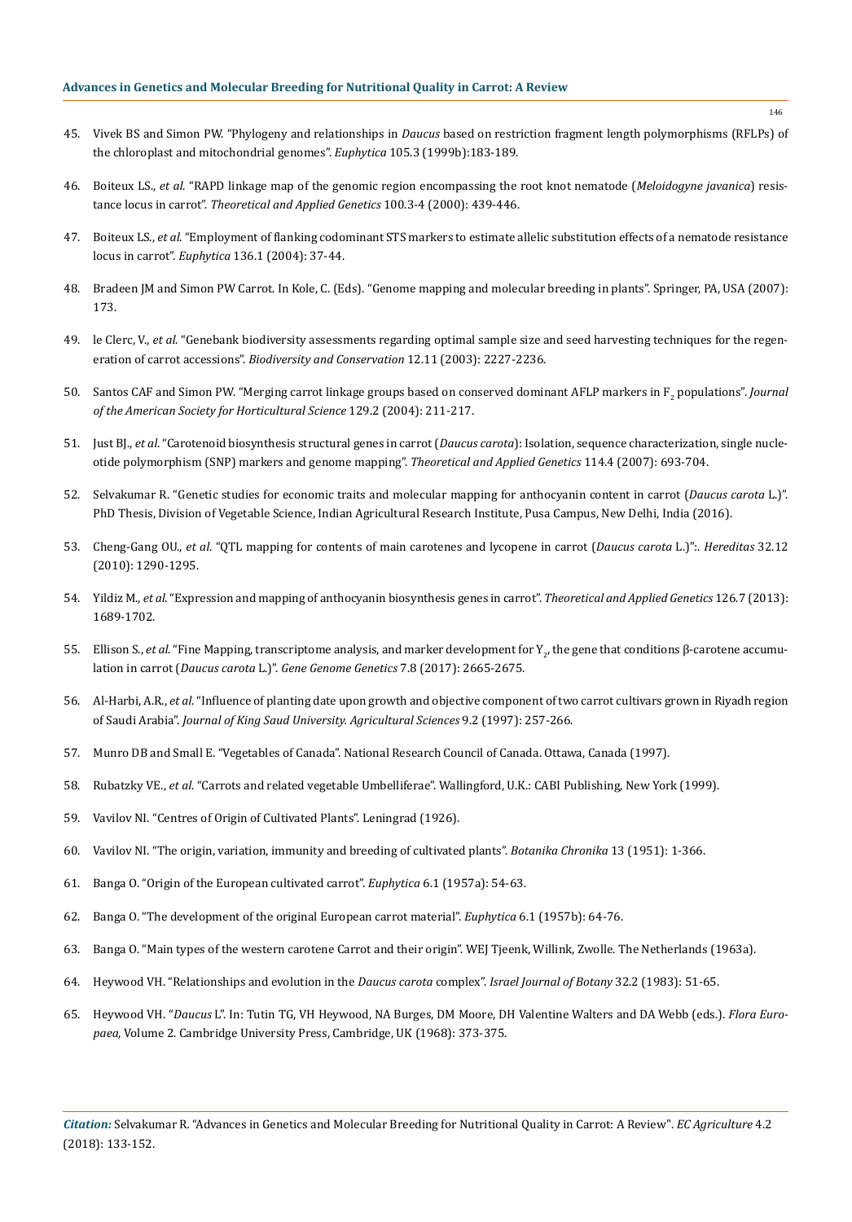45. Vivek BS and Simon PW. "Phylogeny and relationships in *Daucus* based on restriction fragment length polymorphisms (RFLPs) of the chloroplast and mitochondrial genomes". *Euphytica* 105.3 (1999b):183-189.
46. Boiteux LS., *et al*. "RAPD linkage map of the genomic region encompassing the root knot nematode (*Meloidogyne javanica*) resistance locus in carrot". *Theoretical and Applied Genetics* 100.3-4 (2000): 439-446.
47. Boiteux LS., *et al*. "Employment of flanking codominant STS markers to estimate allelic substitution effects of a nematode resistance locus in carrot". *Euphytica* 136.1 (2004): 37-44.
48. Bradeen JM and Simon PW Carrot. In Kole, C. (Eds). "Genome mapping and molecular breeding in plants". Springer, PA, USA (2007): 173.
49. le Clerc, V., *et al*. "Genebank biodiversity assessments regarding optimal sample size and seed harvesting techniques for the regeneration of carrot accessions". *Biodiversity and Conservation* 12.11 (2003): 2227-2236.
50. Santos CAF and Simon PW. "Merging carrot linkage groups based on conserved dominant AFLP markers in $F_2$ populations". *Journal of the American Society for Horticultural Science* 129.2 (2004): 211-217.
51. Just BJ., *et al*. "Carotenoid biosynthesis structural genes in carrot (*Daucus carota*): Isolation, sequence characterization, single nucleotide polymorphism (SNP) markers and genome mapping". *Theoretical and Applied Genetics* 114.4 (2007): 693-704.
52. Selvakumar R. "Genetic studies for economic traits and molecular mapping for anthocyanin content in carrot (*Daucus carota* L.)". PhD Thesis, Division of Vegetable Science, Indian Agricultural Research Institute, Pusa Campus, New Delhi, India (2016).
53. Cheng-Gang OU., *et al*. "QTL mapping for contents of main carotenes and lycopene in carrot (*Daucus carota* L.)":. *Hereditas* 32.12 (2010): 1290-1295.
54. Yildiz M., *et al*. "Expression and mapping of anthocyanin biosynthesis genes in carrot". *Theoretical and Applied Genetics* 126.7 (2013): 1689-1702.
55. Ellison S., *et al*. "Fine Mapping, transcriptome analysis, and marker development for $Y_2$, the gene that conditions β-carotene accumulation in carrot (*Daucus carota* L.)". *Gene Genome Genetics* 7.8 (2017): 2665-2675.
56. Al-Harbi, A.R., *et al*. "Influence of planting date upon growth and objective component of two carrot cultivars grown in Riyadh region of Saudi Arabia". *Journal of King Saud University. Agricultural Sciences* 9.2 (1997): 257-266.
57. Munro DB and Small E. "Vegetables of Canada". National Research Council of Canada. Ottawa, Canada (1997).
58. Rubatzky VE., *et al*. "Carrots and related vegetable Umbelliferae". Wallingford, U.K.: CABI Publishing, New York (1999).
59. Vavilov NI. "Centres of Origin of Cultivated Plants". Leningrad (1926).
60. Vavilov NI. "The origin, variation, immunity and breeding of cultivated plants". *Botanika Chronika* 13 (1951): 1-366.
61. Banga O. "Origin of the European cultivated carrot". *Euphytica* 6.1 (1957a): 54-63.
62. Banga O. "The development of the original European carrot material". *Euphytica* 6.1 (1957b): 64-76.
63. Banga O. "Main types of the western carotene Carrot and their origin". WEJ Tjeenk, Willink, Zwolle. The Netherlands (1963a).
64. Heywood VH. "Relationships and evolution in the *Daucus carota* complex". *Israel Journal of Botany* 32.2 (1983): 51-65.
65. Heywood VH. "*Daucus* L". In: Tutin TG, VH Heywood, NA Burges, DM Moore, DH Valentine Walters and DA Webb (eds.). *Flora Europaea*, Volume 2. Cambridge University Press, Cambridge, UK (1968): 373-375.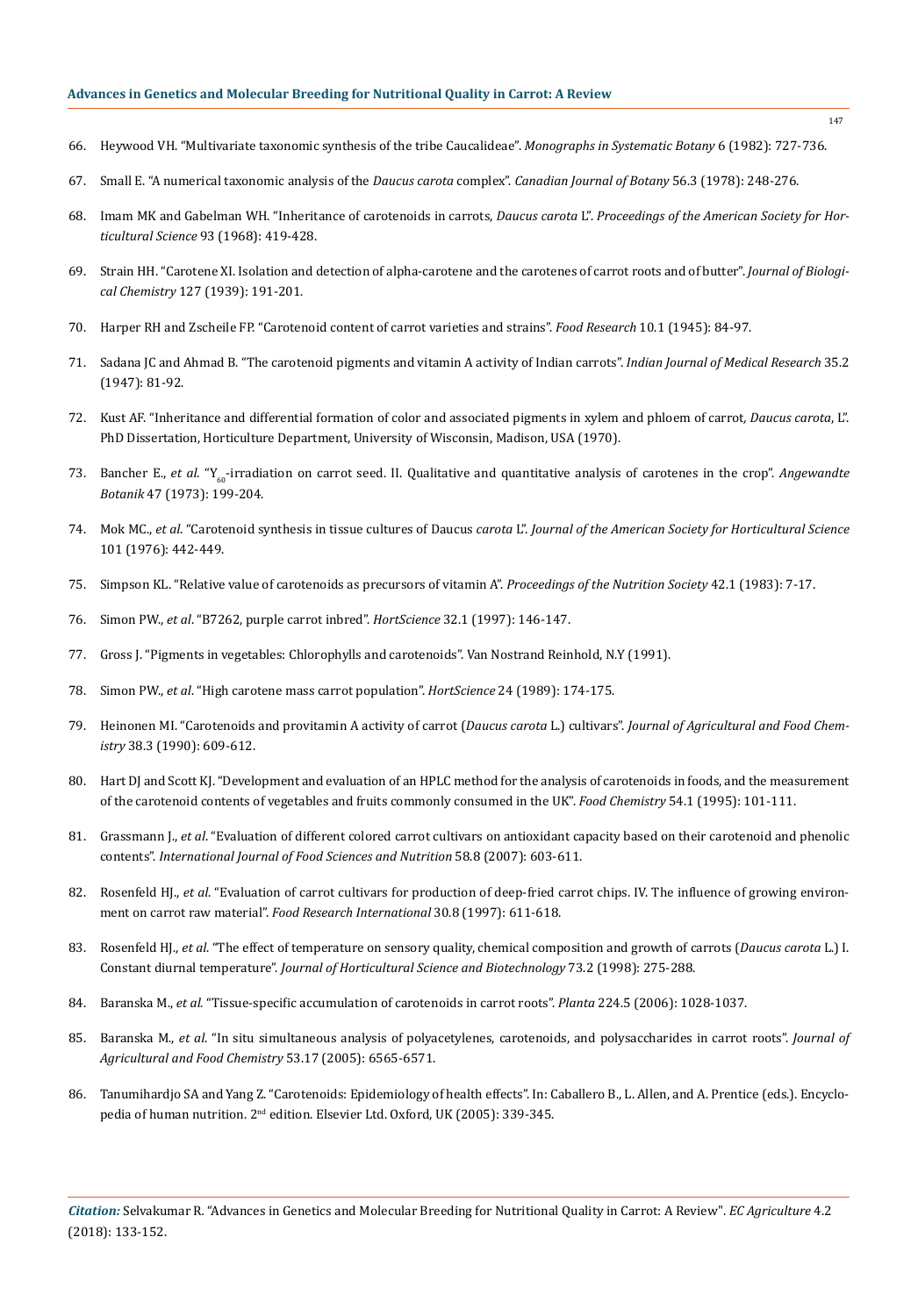66. Heywood VH. "Multivariate taxonomic synthesis of the tribe Caucalideae". *Monographs in Systematic Botany* 6 (1982): 727-736.

67. Small E. "A numerical taxonomic analysis of the *Daucus carota* complex". *Canadian Journal of Botany* 56.3 (1978): 248-276.

68. Imam MK and Gabelman WH. "Inheritance of carotenoids in carrots, *Daucus carota* L". *Proceedings of the American Society for Horticultural Science* 93 (1968): 419-428.

69. Strain HH. "Carotene XI. Isolation and detection of alpha-carotene and the carotenes of carrot roots and of butter". *Journal of Biological Chemistry* 127 (1939): 191-201.

70. Harper RH and Zscheile FP. "Carotenoid content of carrot varieties and strains". *Food Research* 10.1 (1945): 84-97.

71. Sadana JC and Ahmad B. "The carotenoid pigments and vitamin A activity of Indian carrots". *Indian Journal of Medical Research* 35.2 (1947): 81-92.

72. Kust AF. "Inheritance and differential formation of color and associated pigments in xylem and phloem of carrot, *Daucus carota*, L". PhD Dissertation, Horticulture Department, University of Wisconsin, Madison, USA (1970).

73. Bancher E., *et al.* "$Y_{60}$-irradiation on carrot seed. II. Qualitative and quantitative analysis of carotenes in the crop". *Angewandte Botanik* 47 (1973): 199-204.

74. Mok MC., *et al.* "Carotenoid synthesis in tissue cultures of Daucus *carota* L". *Journal of the American Society for Horticultural Science* 101 (1976): 442-449.

75. Simpson KL. "Relative value of carotenoids as precursors of vitamin A". *Proceedings of the Nutrition Society* 42.1 (1983): 7-17.

76. Simon PW., *et al.* "B7262, purple carrot inbred". *HortScience* 32.1 (1997): 146-147.

77. Gross J. "Pigments in vegetables: Chlorophylls and carotenoids". Van Nostrand Reinhold, N.Y (1991).

78. Simon PW., *et al.* "High carotene mass carrot population". *HortScience* 24 (1989): 174-175.

79. Heinonen MI. "Carotenoids and provitamin A activity of carrot (*Daucus carota* L.) cultivars". *Journal of Agricultural and Food Chemistry* 38.3 (1990): 609-612.

80. Hart DJ and Scott KJ. "Development and evaluation of an HPLC method for the analysis of carotenoids in foods, and the measurement of the carotenoid contents of vegetables and fruits commonly consumed in the UK". *Food Chemistry* 54.1 (1995): 101-111.

81. Grassmann J., *et al.* "Evaluation of different colored carrot cultivars on antioxidant capacity based on their carotenoid and phenolic contents". *International Journal of Food Sciences and Nutrition* 58.8 (2007): 603-611.

82. Rosenfeld HJ., *et al.* "Evaluation of carrot cultivars for production of deep-fried carrot chips. IV. The influence of growing environment on carrot raw material". *Food Research International* 30.8 (1997): 611-618.

83. Rosenfeld HJ., *et al.* "The effect of temperature on sensory quality, chemical composition and growth of carrots (*Daucus carota* L.) I. Constant diurnal temperature". *Journal of Horticultural Science and Biotechnology* 73.2 (1998): 275-288.

84. Baranska M., *et al.* "Tissue-specific accumulation of carotenoids in carrot roots". *Planta* 224.5 (2006): 1028-1037.

85. Baranska M., *et al.* "In situ simultaneous analysis of polyacetylenes, carotenoids, and polysaccharides in carrot roots". *Journal of Agricultural and Food Chemistry* 53.17 (2005): 6565-6571.

86. Tanumihardjo SA and Yang Z. "Carotenoids: Epidemiology of health effects". In: Caballero B., L. Allen, and A. Prentice (eds.). Encyclopedia of human nutrition. 2nd edition. Elsevier Ltd. Oxford, UK (2005): 339-345.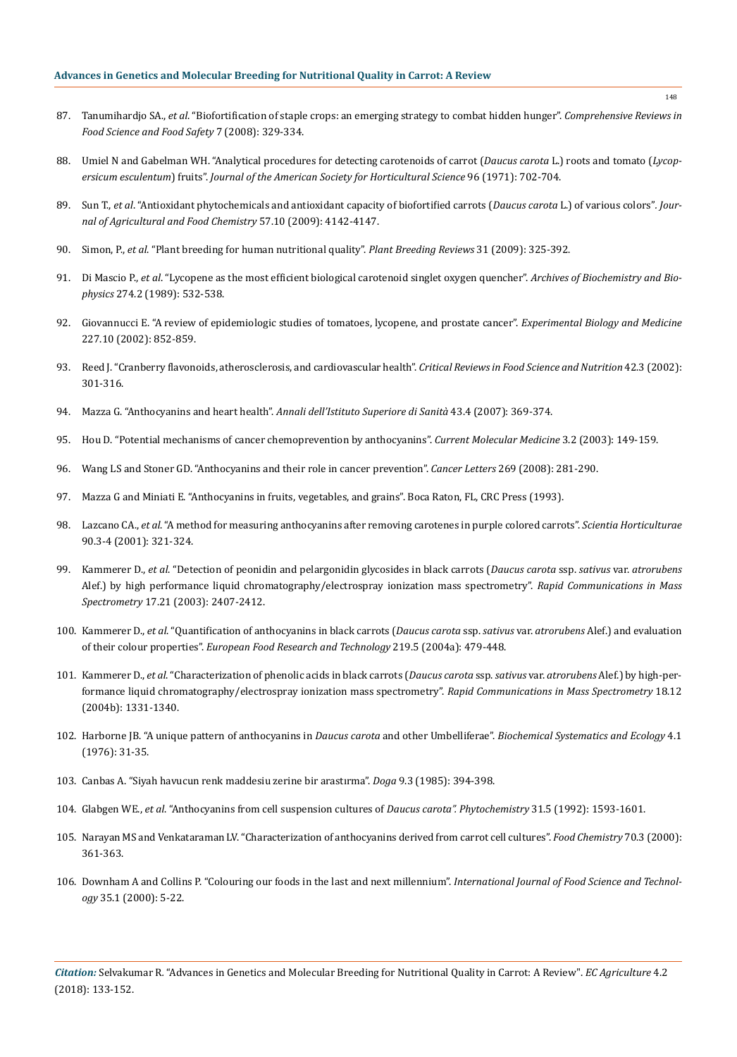87. Tanumihardjo SA., *et al.* "Biofortification of staple crops: an emerging strategy to combat hidden hunger". *Comprehensive Reviews in Food Science and Food Safety* 7 (2008): 329-334.

88. Umiel N and Gabelman WH. "Analytical procedures for detecting carotenoids of carrot (*Daucus carota* L.) roots and tomato (*Lycopersicum esculentum*) fruits". *Journal of the American Society for Horticultural Science* 96 (1971): 702-704.

89. Sun T., *et al.* "Antioxidant phytochemicals and antioxidant capacity of biofortified carrots (*Daucus carota* L.) of various colors". *Journal of Agricultural and Food Chemistry* 57.10 (2009): 4142-4147.

90. Simon, P., *et al.* "Plant breeding for human nutritional quality". *Plant Breeding Reviews* 31 (2009): 325-392.

91. Di Mascio P., *et al*. "Lycopene as the most efficient biological carotenoid singlet oxygen quencher". *Archives of Biochemistry and Biophysics* 274.2 (1989): 532-538.

92. Giovannucci E. "A review of epidemiologic studies of tomatoes, lycopene, and prostate cancer". *Experimental Biology and Medicine* 227.10 (2002): 852-859.

93. Reed J. "Cranberry flavonoids, atherosclerosis, and cardiovascular health". *Critical Reviews in Food Science and Nutrition* 42.3 (2002): 301-316.

94. Mazza G. "Anthocyanins and heart health". *Annali dell'Istituto Superiore di Sanità* 43.4 (2007): 369-374.

95. Hou D. "Potential mechanisms of cancer chemoprevention by anthocyanins". *Current Molecular Medicine* 3.2 (2003): 149-159.

96. Wang LS and Stoner GD. "Anthocyanins and their role in cancer prevention". *Cancer Letters* 269 (2008): 281-290.

97. Mazza G and Miniati E. "Anthocyanins in fruits, vegetables, and grains". Boca Raton, FL, CRC Press (1993).

98. Lazcano CA., *et al*. "A method for measuring anthocyanins after removing carotenes in purple colored carrots". *Scientia Horticulturae* 90.3-4 (2001): 321-324.

99. Kammerer D., *et al.* "Detection of peonidin and pelargonidin glycosides in black carrots (*Daucus carota* ssp. *sativus* var. *atrorubens* Alef.) by high performance liquid chromatography/electrospray ionization mass spectrometry". *Rapid Communications in Mass Spectrometry* 17.21 (2003): 2407-2412.

100. Kammerer D., *et al.* "Quantification of anthocyanins in black carrots (*Daucus carota* ssp. *sativus* var. *atrorubens* Alef.) and evaluation of their colour properties". *European Food Research and Technology* 219.5 (2004a): 479-448.

101. Kammerer D., *et al.* "Characterization of phenolic acids in black carrots (*Daucus carota* ssp. *sativus* var. *atrorubens* Alef.) by high-performance liquid chromatography/electrospray ionization mass spectrometry". *Rapid Communications in Mass Spectrometry* 18.12 (2004b): 1331-1340.

102. Harborne JB. "A unique pattern of anthocyanins in *Daucus carota* and other Umbelliferae". *Biochemical Systematics and Ecology* 4.1 (1976): 31-35.

103. Canbas A. "Siyah havucun renk maddesiu zerine bir arastırma". *Doga* 9.3 (1985): 394-398.

104. Glabgen WE., *et al*. "Anthocyanins from cell suspension cultures of *Daucus carota". Phytochemistry* 31.5 (1992): 1593-1601.

105. Narayan MS and Venkataraman LV. "Characterization of anthocyanins derived from carrot cell cultures". *Food Chemistry* 70.3 (2000): 361-363.

106. Downham A and Collins P. "Colouring our foods in the last and next millennium". *International Journal of Food Science and Technology* 35.1 (2000): 5-22.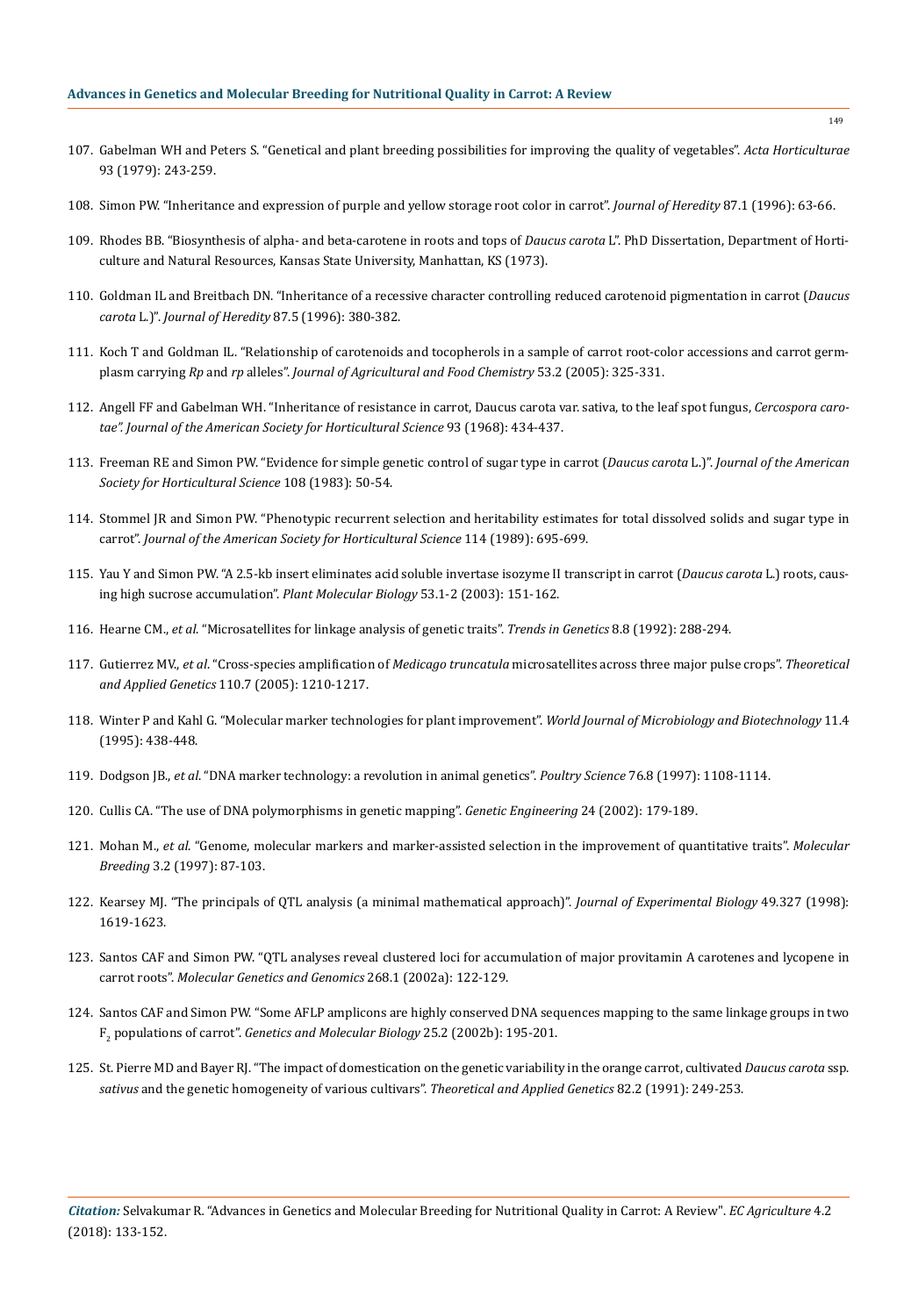107. Gabelman WH and Peters S. "Genetical and plant breeding possibilities for improving the quality of vegetables". *Acta Horticulturae* 93 (1979): 243-259.

108. Simon PW. "Inheritance and expression of purple and yellow storage root color in carrot". *Journal of Heredity* 87.1 (1996): 63-66.

109. Rhodes BB. "Biosynthesis of alpha- and beta-carotene in roots and tops of *Daucus carota* L". PhD Dissertation, Department of Horticulture and Natural Resources, Kansas State University, Manhattan, KS (1973).

110. Goldman IL and Breitbach DN. "Inheritance of a recessive character controlling reduced carotenoid pigmentation in carrot (*Daucus carota* L.)". *Journal of Heredity* 87.5 (1996): 380-382.

111. Koch T and Goldman IL. "Relationship of carotenoids and tocopherols in a sample of carrot root-color accessions and carrot germplasm carrying *Rp* and *rp* alleles". *Journal of Agricultural and Food Chemistry* 53.2 (2005): 325-331.

112. Angell FF and Gabelman WH. "Inheritance of resistance in carrot, Daucus carota var. sativa, to the leaf spot fungus, *Cercospora carotae". Journal of the American Society for Horticultural Science* 93 (1968): 434-437.

113. Freeman RE and Simon PW. "Evidence for simple genetic control of sugar type in carrot (*Daucus carota* L.)". *Journal of the American Society for Horticultural Science* 108 (1983): 50-54.

114. Stommel JR and Simon PW. "Phenotypic recurrent selection and heritability estimates for total dissolved solids and sugar type in carrot". *Journal of the American Society for Horticultural Science* 114 (1989): 695-699.

115. Yau Y and Simon PW. "A 2.5-kb insert eliminates acid soluble invertase isozyme II transcript in carrot (*Daucus carota* L.) roots, causing high sucrose accumulation". *Plant Molecular Biology* 53.1-2 (2003): 151-162.

116. Hearne CM., *et al*. "Microsatellites for linkage analysis of genetic traits". *Trends in Genetics* 8.8 (1992): 288-294.

117. Gutierrez MV., *et al*. "Cross-species amplification of *Medicago truncatula* microsatellites across three major pulse crops". *Theoretical and Applied Genetics* 110.7 (2005): 1210-1217.

118. Winter P and Kahl G. "Molecular marker technologies for plant improvement". *World Journal of Microbiology and Biotechnology* 11.4 (1995): 438-448.

119. Dodgson JB., *et al*. "DNA marker technology: a revolution in animal genetics". *Poultry Science* 76.8 (1997): 1108-1114.

120. Cullis CA. "The use of DNA polymorphisms in genetic mapping". *Genetic Engineering* 24 (2002): 179-189.

121. Mohan M., *et al*. "Genome, molecular markers and marker-assisted selection in the improvement of quantitative traits". *Molecular Breeding* 3.2 (1997): 87-103.

122. Kearsey MJ. "The principals of QTL analysis (a minimal mathematical approach)". *Journal of Experimental Biology* 49.327 (1998): 1619-1623.

123. Santos CAF and Simon PW. "QTL analyses reveal clustered loci for accumulation of major provitamin A carotenes and lycopene in carrot roots". *Molecular Genetics and Genomics* 268.1 (2002a): 122-129.

124. Santos CAF and Simon PW. "Some AFLP amplicons are highly conserved DNA sequences mapping to the same linkage groups in two $F_2$ populations of carrot". *Genetics and Molecular Biology* 25.2 (2002b): 195-201.

125. St. Pierre MD and Bayer RJ. "The impact of domestication on the genetic variability in the orange carrot, cultivated *Daucus carota* ssp. *sativus* and the genetic homogeneity of various cultivars". *Theoretical and Applied Genetics* 82.2 (1991): 249-253.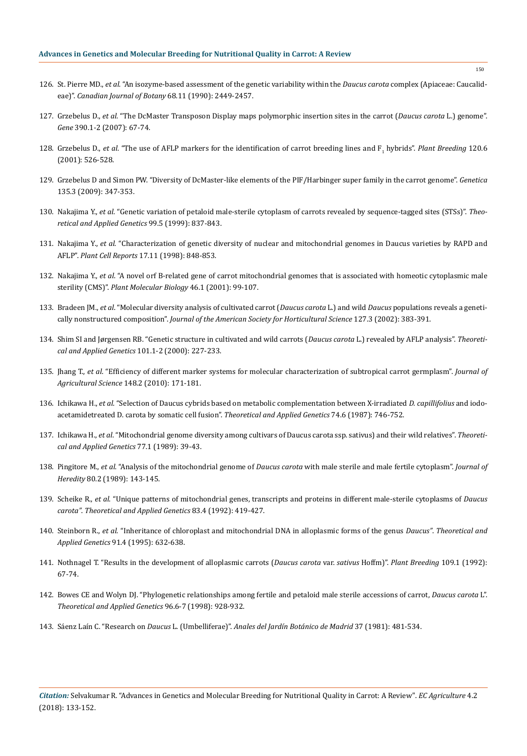126. St. Pierre MD., *et al.* "An isozyme-based assessment of the genetic variability within the *Daucus carota* complex (Apiaceae: Caucalideae)". *Canadian Journal of Botany* 68.11 (1990): 2449-2457.

127. Grzebelus D., *et al*. "The DcMaster Transposon Display maps polymorphic insertion sites in the carrot (*Daucus carota* L.) genome". *Gene* 390.1-2 (2007): 67-74.

128. Grzebelus D., *et al*. "The use of AFLP markers for the identification of carrot breeding lines and $F_1$ hybrids". *Plant Breeding* 120.6 (2001): 526-528.

129. Grzebelus D and Simon PW. "Diversity of DcMaster-like elements of the PIF/Harbinger super family in the carrot genome". *Genetica* 135.3 (2009): 347-353.

130. Nakajima Y., *et al*. "Genetic variation of petaloid male-sterile cytoplasm of carrots revealed by sequence-tagged sites (STSs)". *Theoretical and Applied Genetics* 99.5 (1999): 837-843.

131. Nakajima Y., *et al*. "Characterization of genetic diversity of nuclear and mitochondrial genomes in Daucus varieties by RAPD and AFLP". *Plant Cell Reports* 17.11 (1998): 848-853.

132. Nakajima Y., *et al*. "A novel orf B-related gene of carrot mitochondrial genomes that is associated with homeotic cytoplasmic male sterility (CMS)". *Plant Molecular Biology* 46.1 (2001): 99-107.

133. Bradeen JM., *et al*. "Molecular diversity analysis of cultivated carrot (*Daucus carota* L.) and wild *Daucus* populations reveals a genetically nonstructured composition". *Journal of the American Society for Horticultural Science* 127.3 (2002): 383-391.

134. Shim SI and Jørgensen RB. "Genetic structure in cultivated and wild carrots (*Daucus carota* L.) revealed by AFLP analysis". *Theoretical and Applied Genetics* 101.1-2 (2000): 227-233.

135. Jhang T., *et al*. "Efficiency of different marker systems for molecular characterization of subtropical carrot germplasm". *Journal of Agricultural Science* 148.2 (2010): 171-181.

136. Ichikawa H., *et al*. "Selection of Daucus cybrids based on metabolic complementation between X-irradiated *D. capillifolius* and iodoacetamidetreated D. carota by somatic cell fusion". *Theoretical and Applied Genetics* 74.6 (1987): 746-752.

137. Ichikawa H., *et al*. "Mitochondrial genome diversity among cultivars of Daucus carota ssp. sativus) and their wild relatives". *Theoretical and Applied Genetics* 77.1 (1989): 39-43.

138. Pingitore M., *et al*. "Analysis of the mitochondrial genome of *Daucus carota* with male sterile and male fertile cytoplasm". *Journal of Heredity* 80.2 (1989): 143-145.

139. Scheike R., *et al*. "Unique patterns of mitochondrial genes, transcripts and proteins in different male-sterile cytoplasms of *Daucus carota". Theoretical and Applied Genetics* 83.4 (1992): 419-427.

140. Steinborn R., *et al*. "Inheritance of chloroplast and mitochondrial DNA in alloplasmic forms of the genus *Daucus". Theoretical and Applied Genetics* 91.4 (1995): 632-638.

141. Nothnagel T. "Results in the development of alloplasmic carrots (*Daucus carota* var. *sativus* Hoffm)". *Plant Breeding* 109.1 (1992): 67-74.

142. Bowes CE and Wolyn DJ. "Phylogenetic relationships among fertile and petaloid male sterile accessions of carrot, *Daucus carota* L". *Theoretical and Applied Genetics* 96.6-7 (1998): 928-932.

143. Sáenz Laín C. "Research on *Daucus* L. (Umbelliferae)". *Anales del Jardín Botánico de Madrid* 37 (1981): 481-534.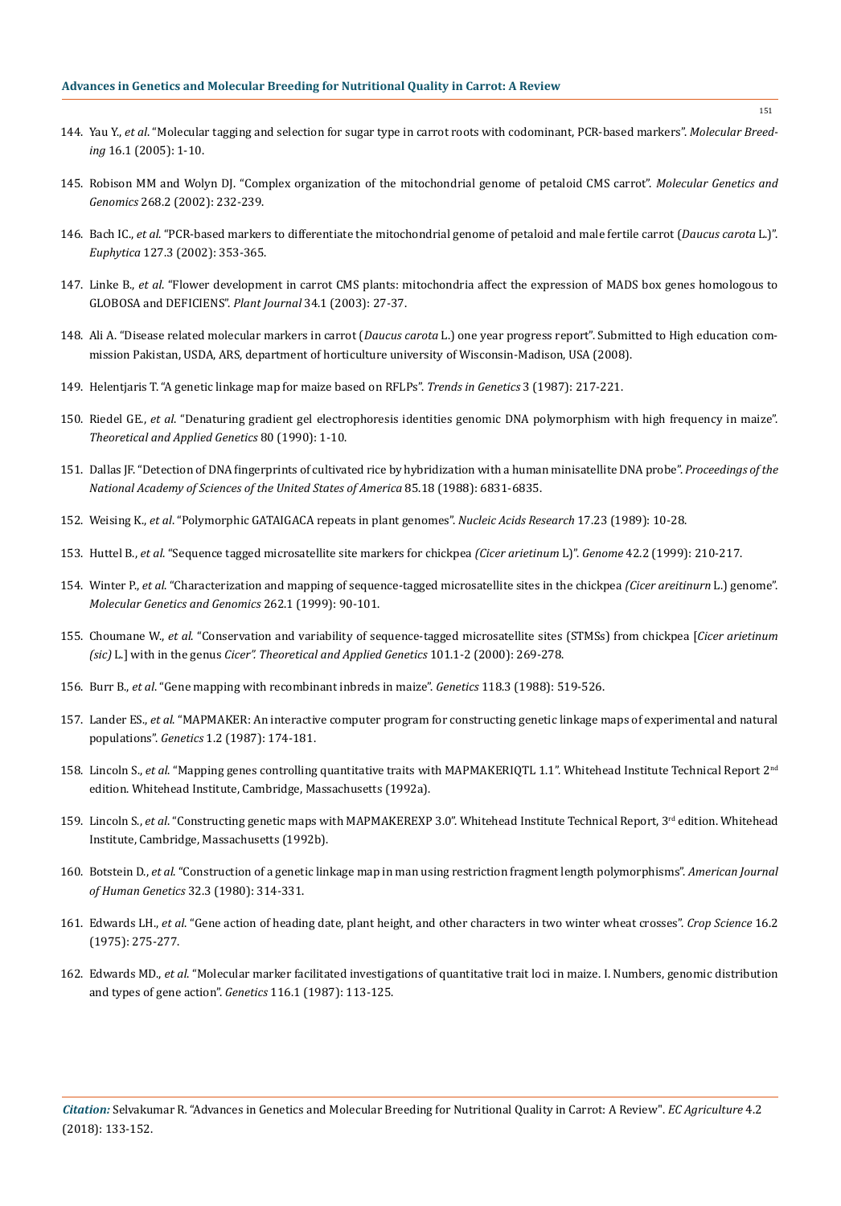144. Yau Y., *et al*. "Molecular tagging and selection for sugar type in carrot roots with codominant, PCR-based markers". *Molecular Breeding* 16.1 (2005): 1-10.

145. Robison MM and Wolyn DJ. "Complex organization of the mitochondrial genome of petaloid CMS carrot". *Molecular Genetics and Genomics* 268.2 (2002): 232-239.

146. Bach IC., *et al*. "PCR-based markers to differentiate the mitochondrial genome of petaloid and male fertile carrot (*Daucus carota* L.)". *Euphytica* 127.3 (2002): 353-365.

147. Linke B., *et al*. "Flower development in carrot CMS plants: mitochondria affect the expression of MADS box genes homologous to GLOBOSA and DEFICIENS". *Plant Journal* 34.1 (2003): 27-37.

148. Ali A. "Disease related molecular markers in carrot (*Daucus carota* L.) one year progress report". Submitted to High education commission Pakistan, USDA, ARS, department of horticulture university of Wisconsin-Madison, USA (2008).

149. Helentjaris T. "A genetic linkage map for maize based on RFLPs". *Trends in Genetics* 3 (1987): 217-221.

150. Riedel GE., *et al*. "Denaturing gradient gel electrophoresis identities genomic DNA polymorphism with high frequency in maize". *Theoretical and Applied Genetics* 80 (1990): 1-10.

151. Dallas JF. "Detection of DNA fingerprints of cultivated rice by hybridization with a human minisatellite DNA probe". *Proceedings of the National Academy of Sciences of the United States of America* 85.18 (1988): 6831-6835.

152. Weising K., *et al*. "Polymorphic GATAIGACA repeats in plant genomes". *Nucleic Acids Research* 17.23 (1989): 10-28.

153. Huttel B., *et al*. "Sequence tagged microsatellite site markers for chickpea *(Cicer arietinum* L)". *Genome* 42.2 (1999): 210-217.

154. Winter P., *et al*. "Characterization and mapping of sequence-tagged microsatellite sites in the chickpea *(Cicer areitinurn* L.) genome". *Molecular Genetics and Genomics* 262.1 (1999): 90-101.

155. Choumane W., *et al*. "Conservation and variability of sequence-tagged microsatellite sites (STMSs) from chickpea [*Cicer arietinum (sic)* L.] with in the genus *Cicer". Theoretical and Applied Genetics* 101.1-2 (2000): 269-278.

156. Burr B., *et al*. "Gene mapping with recombinant inbreds in maize". *Genetics* 118.3 (1988): 519-526.

157. Lander ES., *et al*. "MAPMAKER: An interactive computer program for constructing genetic linkage maps of experimental and natural populations". *Genetics* 1.2 (1987): 174-181.

158. Lincoln S., *et al*. "Mapping genes controlling quantitative traits with MAPMAKERIQTL 1.1". Whitehead Institute Technical Report 2nd edition. Whitehead Institute, Cambridge, Massachusetts (1992a).

159. Lincoln S., *et al*. "Constructing genetic maps with MAPMAKEREXP 3.0". Whitehead Institute Technical Report, 3rd edition. Whitehead Institute, Cambridge, Massachusetts (1992b).

160. Botstein D., *et al*. "Construction of a genetic linkage map in man using restriction fragment length polymorphisms". *American Journal of Human Genetics* 32.3 (1980): 314-331.

161. Edwards LH., *et al*. "Gene action of heading date, plant height, and other characters in two winter wheat crosses". *Crop Science* 16.2 (1975): 275-277.

162. Edwards MD., *et al*. "Molecular marker facilitated investigations of quantitative trait loci in maize. I. Numbers, genomic distribution and types of gene action". *Genetics* 116.1 (1987): 113-125.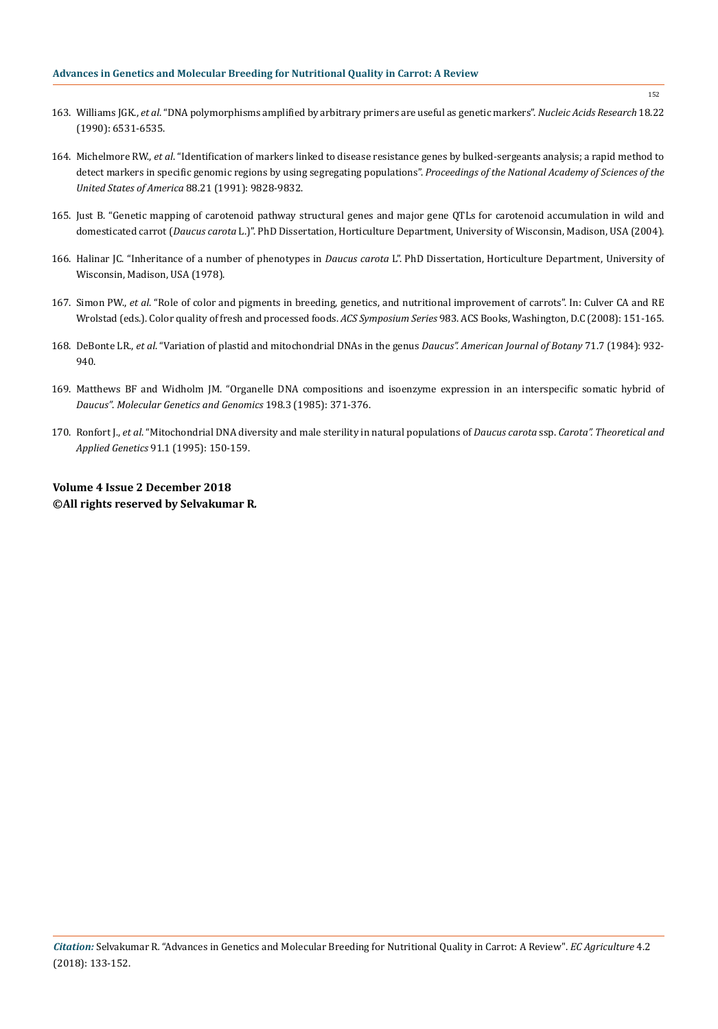163. Williams JGK., *et al*. "DNA polymorphisms amplified by arbitrary primers are useful as genetic markers". *Nucleic Acids Research* 18.22 (1990): 6531-6535.

164. Michelmore RW., *et al*. "Identification of markers linked to disease resistance genes by bulked-sergeants analysis; a rapid method to detect markers in specific genomic regions by using segregating populations". *Proceedings of the National Academy of Sciences of the United States of America* 88.21 (1991): 9828-9832.

165. Just B. "Genetic mapping of carotenoid pathway structural genes and major gene QTLs for carotenoid accumulation in wild and domesticated carrot (*Daucus carota* L.)". PhD Dissertation, Horticulture Department, University of Wisconsin, Madison, USA (2004).

166. Halinar JC. "Inheritance of a number of phenotypes in *Daucus carota* L". PhD Dissertation, Horticulture Department, University of Wisconsin, Madison, USA (1978).

167. Simon PW., *et al*. "Role of color and pigments in breeding, genetics, and nutritional improvement of carrots". In: Culver CA and RE Wrolstad (eds.). Color quality of fresh and processed foods. *ACS Symposium Series* 983. ACS Books, Washington, D.C (2008): 151-165.

168. DeBonte LR., *et al*. "Variation of plastid and mitochondrial DNAs in the genus *Daucus". American Journal of Botany* 71.7 (1984): 932-940.

169. Matthews BF and Widholm JM. "Organelle DNA compositions and isoenzyme expression in an interspecific somatic hybrid of *Daucus". Molecular Genetics and Genomics* 198.3 (1985): 371-376.

170. Ronfort J., *et al*. "Mitochondrial DNA diversity and male sterility in natural populations of *Daucus carota* ssp. *Carota". Theoretical and Applied Genetics* 91.1 (1995): 150-159.

**Volume 4 Issue 2 December 2018**
**©All rights reserved by Selvakumar R.**